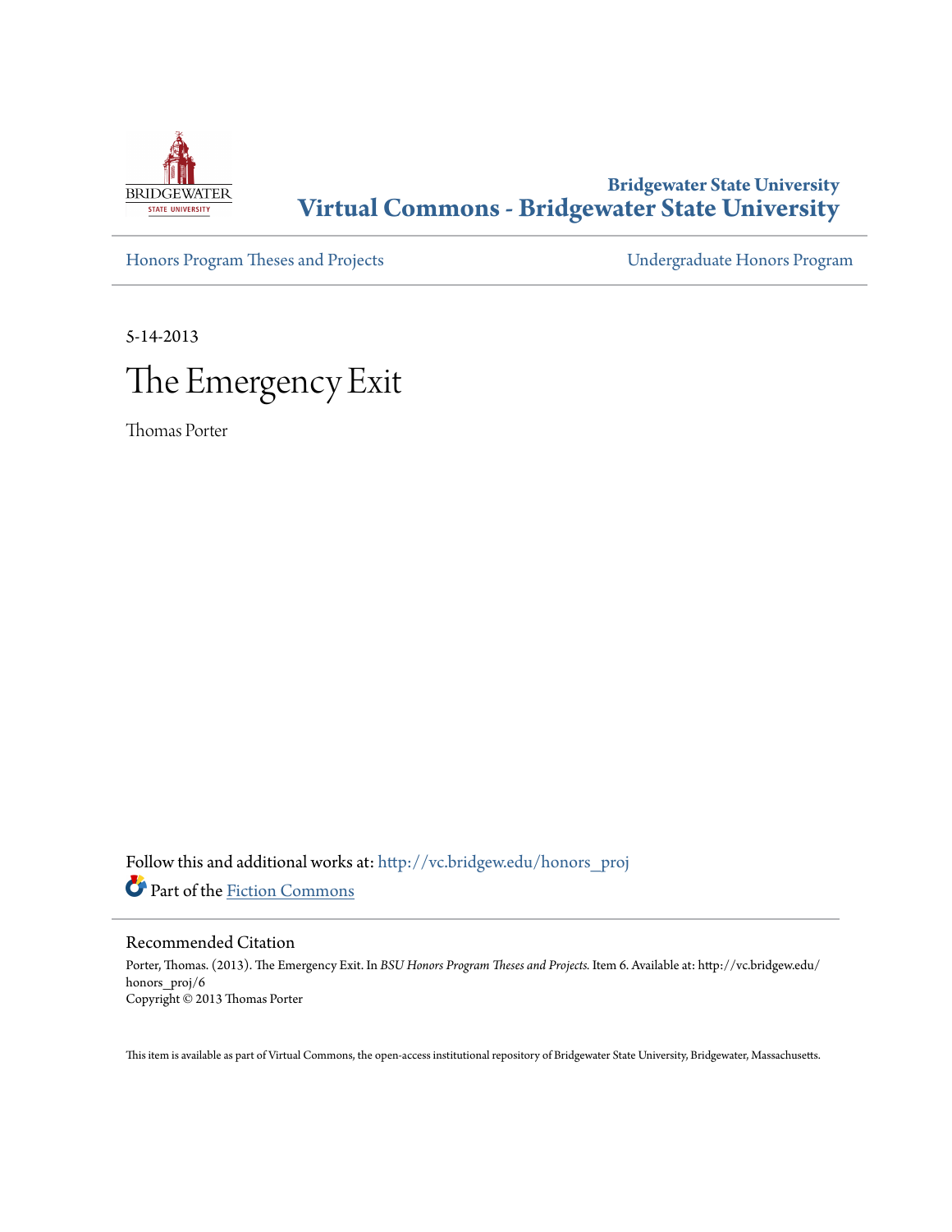**Bridgewater State University**
**Virtual Commons - Bridgewater State University**

Honors Program Theses and Projects | Undergraduate Honors Program

5-14-2013

# The Emergency Exit

Thomas Porter

Follow this and additional works at: http://vc.bridgew.edu/honors_proj

Part of the Fiction Commons

## Recommended Citation

Porter, Thomas. (2013). The Emergency Exit. In *BSU Honors Program Theses and Projects.* Item 6. Available at: http://vc.bridgew.edu/honors_proj/6
Copyright © 2013 Thomas Porter

This item is available as part of Virtual Commons, the open-access institutional repository of Bridgewater State University, Bridgewater, Massachusetts.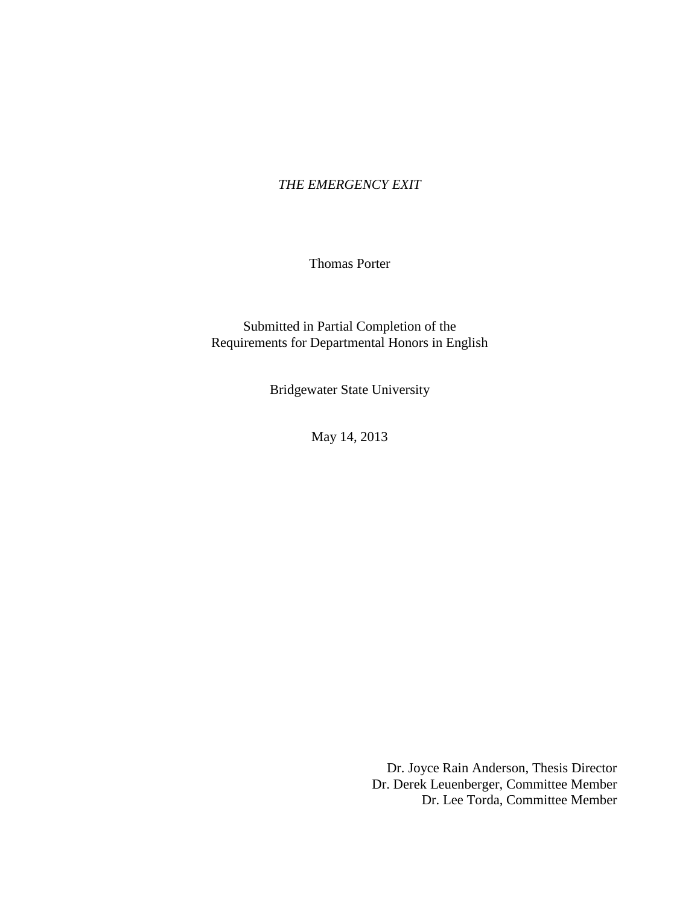*THE EMERGENCY EXIT*

Thomas Porter

Submitted in Partial Completion of the
Requirements for Departmental Honors in English

Bridgewater State University

May 14, 2013

Dr. Joyce Rain Anderson, Thesis Director
Dr. Derek Leuenberger, Committee Member
Dr. Lee Torda, Committee Member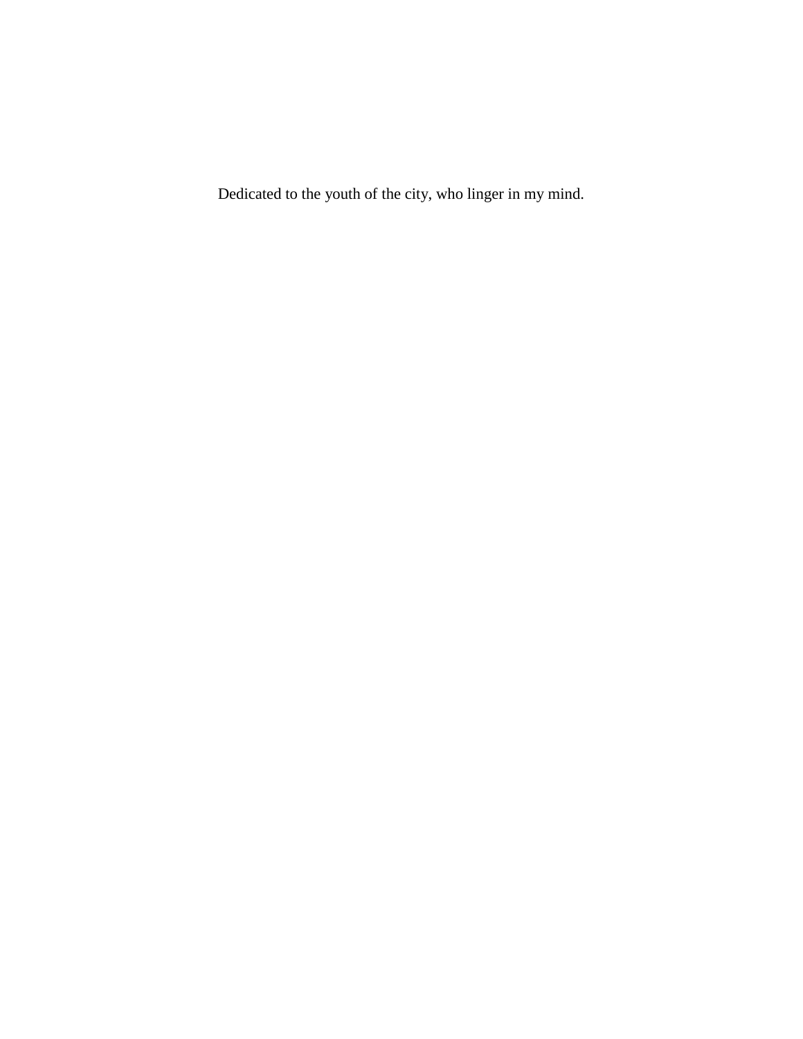Dedicated to the youth of the city, who linger in my mind.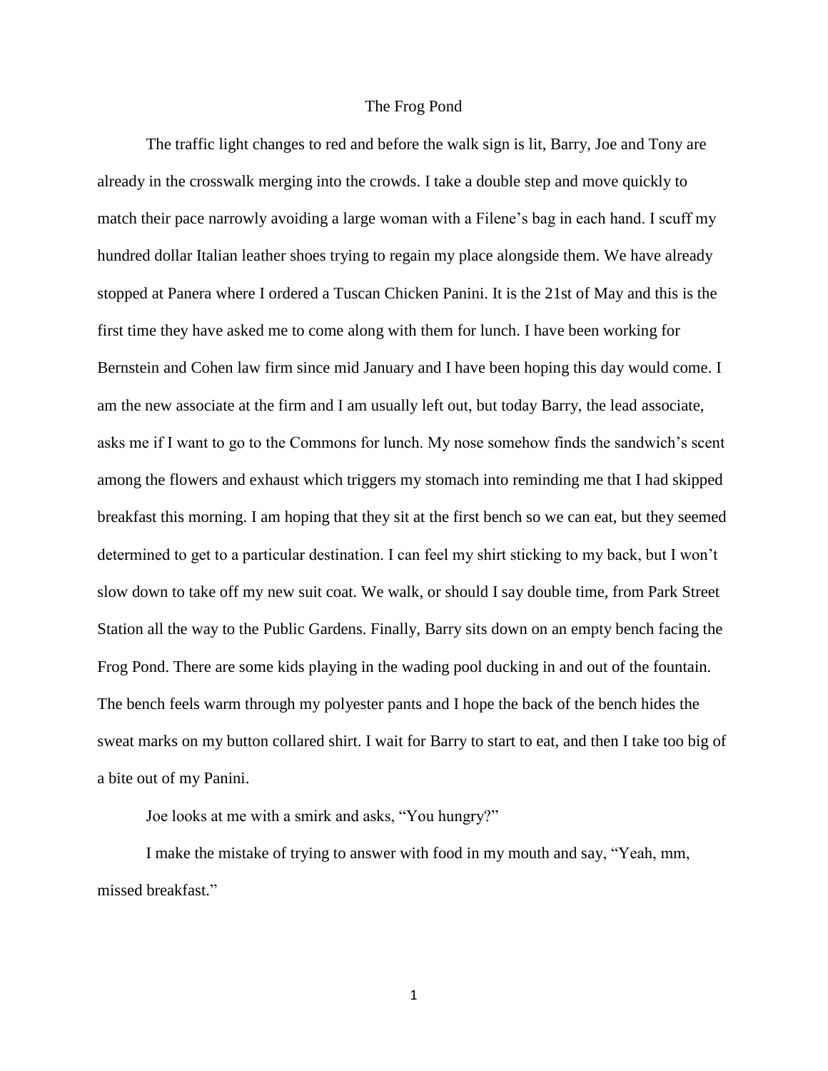# The Frog Pond

The traffic light changes to red and before the walk sign is lit, Barry, Joe and Tony are already in the crosswalk merging into the crowds. I take a double step and move quickly to match their pace narrowly avoiding a large woman with a Filene's bag in each hand. I scuff my hundred dollar Italian leather shoes trying to regain my place alongside them. We have already stopped at Panera where I ordered a Tuscan Chicken Panini. It is the 21st of May and this is the first time they have asked me to come along with them for lunch. I have been working for Bernstein and Cohen law firm since mid January and I have been hoping this day would come. I am the new associate at the firm and I am usually left out, but today Barry, the lead associate, asks me if I want to go to the Commons for lunch. My nose somehow finds the sandwich's scent among the flowers and exhaust which triggers my stomach into reminding me that I had skipped breakfast this morning. I am hoping that they sit at the first bench so we can eat, but they seemed determined to get to a particular destination. I can feel my shirt sticking to my back, but I won't slow down to take off my new suit coat. We walk, or should I say double time, from Park Street Station all the way to the Public Gardens. Finally, Barry sits down on an empty bench facing the Frog Pond. There are some kids playing in the wading pool ducking in and out of the fountain. The bench feels warm through my polyester pants and I hope the back of the bench hides the sweat marks on my button collared shirt. I wait for Barry to start to eat, and then I take too big of a bite out of my Panini.

Joe looks at me with a smirk and asks, "You hungry?"

I make the mistake of trying to answer with food in my mouth and say, "Yeah, mm, missed breakfast."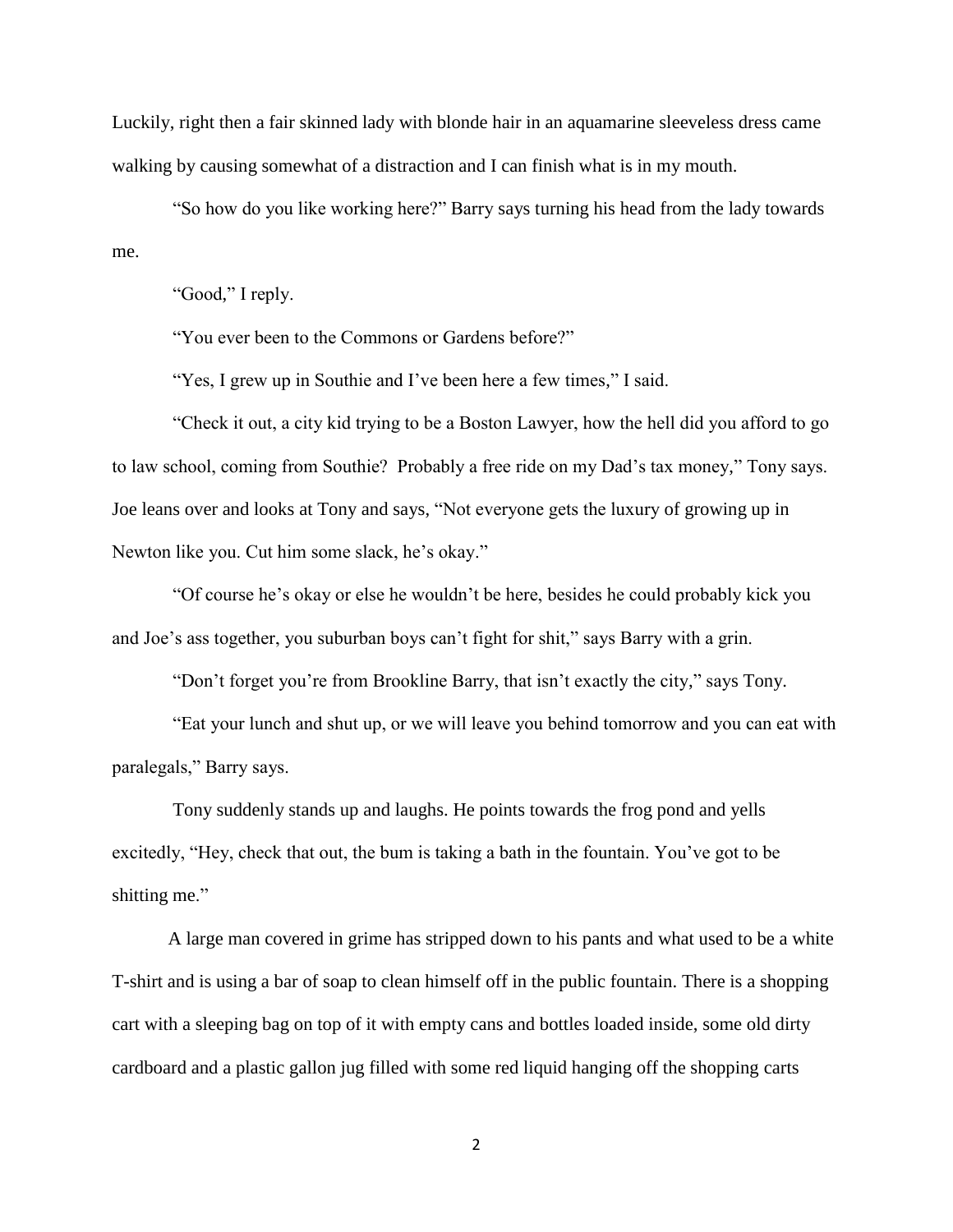Luckily, right then a fair skinned lady with blonde hair in an aquamarine sleeveless dress came walking by causing somewhat of a distraction and I can finish what is in my mouth.

"So how do you like working here?" Barry says turning his head from the lady towards me.

"Good," I reply.

"You ever been to the Commons or Gardens before?"

"Yes, I grew up in Southie and I've been here a few times," I said.

"Check it out, a city kid trying to be a Boston Lawyer, how the hell did you afford to go to law school, coming from Southie? Probably a free ride on my Dad's tax money," Tony says. Joe leans over and looks at Tony and says, "Not everyone gets the luxury of growing up in Newton like you. Cut him some slack, he's okay."

"Of course he's okay or else he wouldn't be here, besides he could probably kick you and Joe's ass together, you suburban boys can't fight for shit," says Barry with a grin.

"Don't forget you're from Brookline Barry, that isn't exactly the city," says Tony.

"Eat your lunch and shut up, or we will leave you behind tomorrow and you can eat with paralegals," Barry says.

Tony suddenly stands up and laughs. He points towards the frog pond and yells excitedly, "Hey, check that out, the bum is taking a bath in the fountain. You've got to be shitting me."

A large man covered in grime has stripped down to his pants and what used to be a white T-shirt and is using a bar of soap to clean himself off in the public fountain. There is a shopping cart with a sleeping bag on top of it with empty cans and bottles loaded inside, some old dirty cardboard and a plastic gallon jug filled with some red liquid hanging off the shopping carts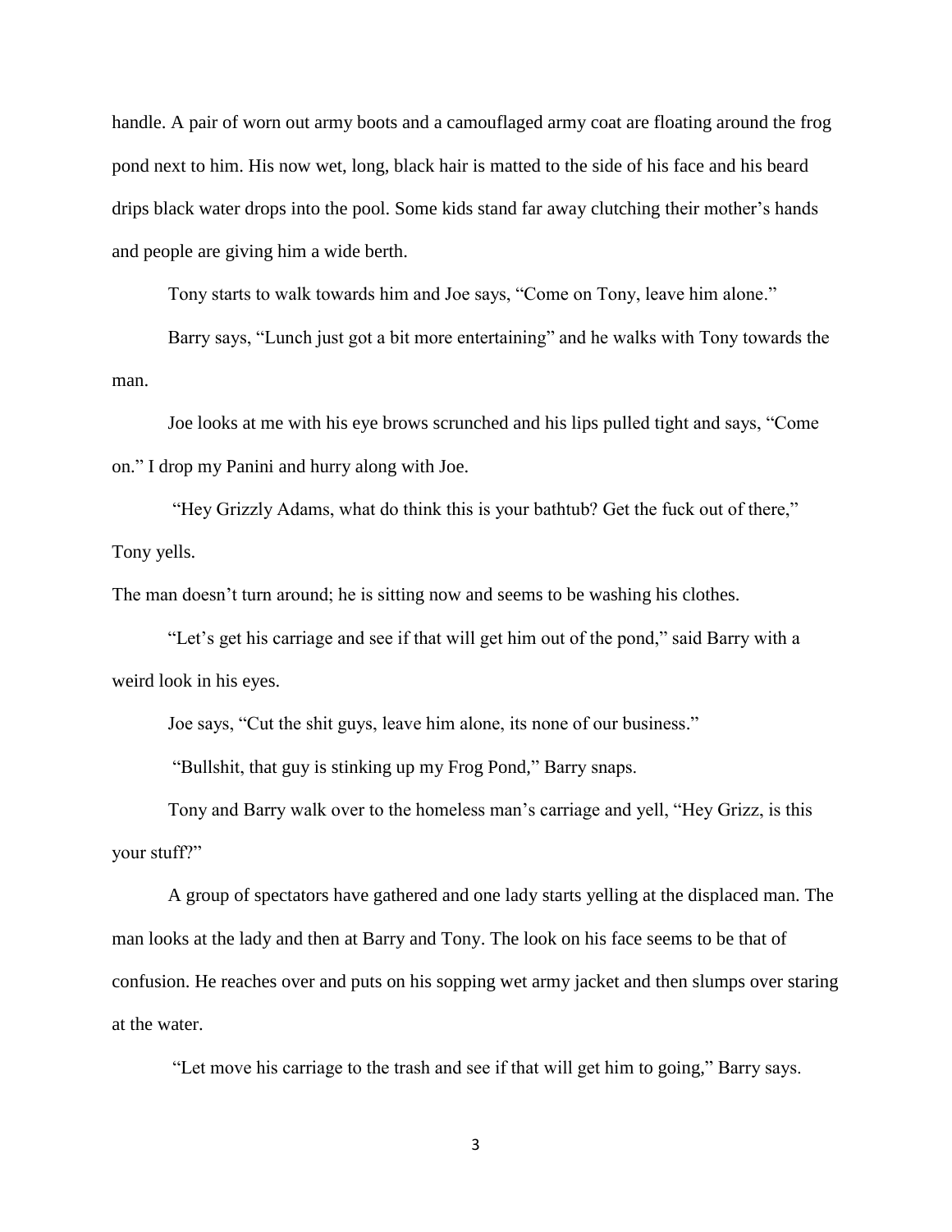handle. A pair of worn out army boots and a camouflaged army coat are floating around the frog pond next to him. His now wet, long, black hair is matted to the side of his face and his beard drips black water drops into the pool. Some kids stand far away clutching their mother's hands and people are giving him a wide berth.

Tony starts to walk towards him and Joe says, "Come on Tony, leave him alone."

Barry says, "Lunch just got a bit more entertaining" and he walks with Tony towards the man.

Joe looks at me with his eye brows scrunched and his lips pulled tight and says, "Come on." I drop my Panini and hurry along with Joe.

"Hey Grizzly Adams, what do think this is your bathtub? Get the fuck out of there," Tony yells.

The man doesn't turn around; he is sitting now and seems to be washing his clothes.

"Let's get his carriage and see if that will get him out of the pond," said Barry with a weird look in his eyes.

Joe says, "Cut the shit guys, leave him alone, its none of our business."

"Bullshit, that guy is stinking up my Frog Pond," Barry snaps.

Tony and Barry walk over to the homeless man's carriage and yell, "Hey Grizz, is this your stuff?"

A group of spectators have gathered and one lady starts yelling at the displaced man. The man looks at the lady and then at Barry and Tony. The look on his face seems to be that of confusion. He reaches over and puts on his sopping wet army jacket and then slumps over staring at the water.

"Let move his carriage to the trash and see if that will get him to going," Barry says.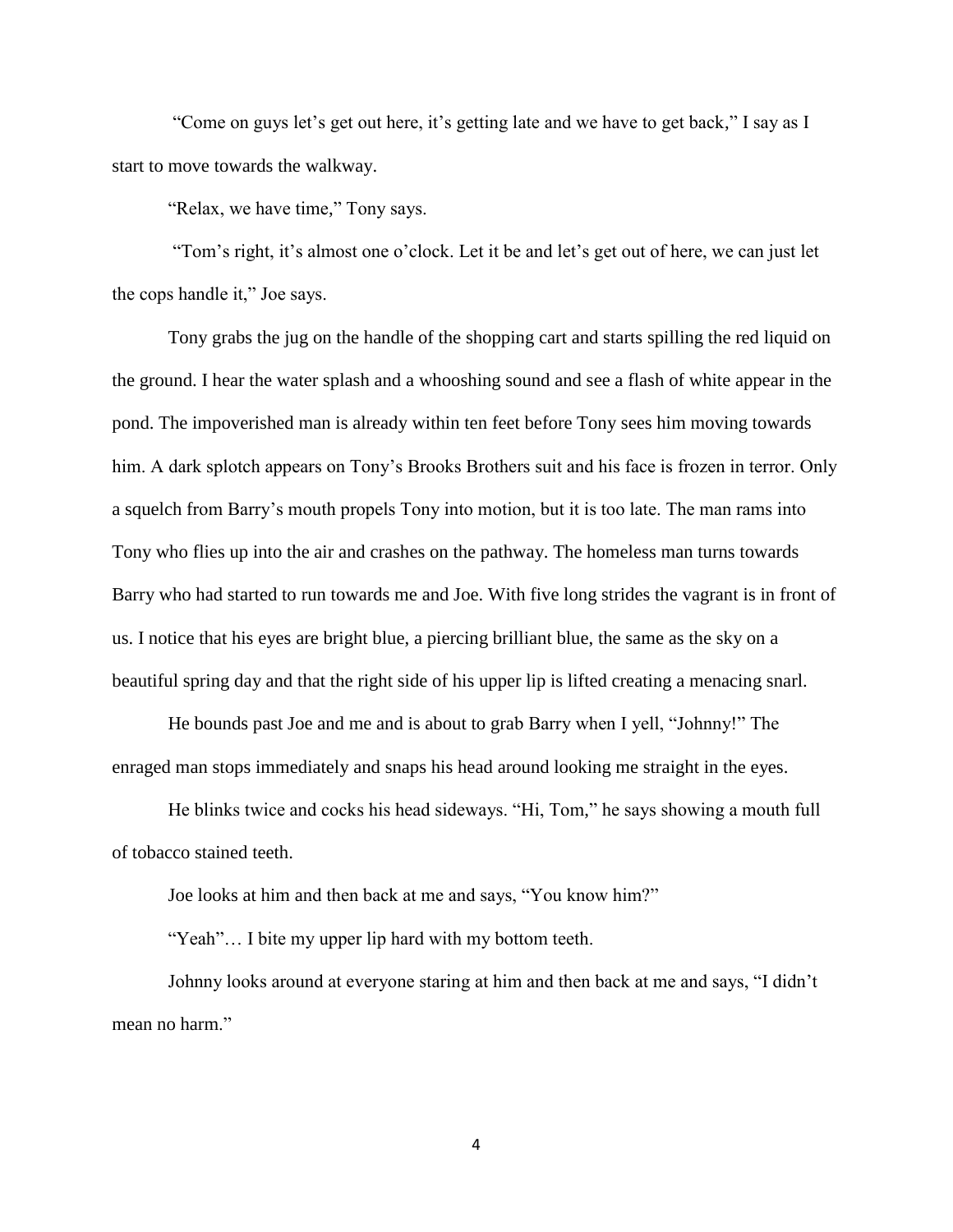"Come on guys let's get out here, it's getting late and we have to get back," I say as I start to move towards the walkway.

"Relax, we have time," Tony says.

"Tom's right, it's almost one o'clock. Let it be and let's get out of here, we can just let the cops handle it," Joe says.

Tony grabs the jug on the handle of the shopping cart and starts spilling the red liquid on the ground. I hear the water splash and a whooshing sound and see a flash of white appear in the pond. The impoverished man is already within ten feet before Tony sees him moving towards him. A dark splotch appears on Tony's Brooks Brothers suit and his face is frozen in terror. Only a squelch from Barry's mouth propels Tony into motion, but it is too late. The man rams into Tony who flies up into the air and crashes on the pathway. The homeless man turns towards Barry who had started to run towards me and Joe. With five long strides the vagrant is in front of us. I notice that his eyes are bright blue, a piercing brilliant blue, the same as the sky on a beautiful spring day and that the right side of his upper lip is lifted creating a menacing snarl.

He bounds past Joe and me and is about to grab Barry when I yell, "Johnny!" The enraged man stops immediately and snaps his head around looking me straight in the eyes.

He blinks twice and cocks his head sideways. "Hi, Tom," he says showing a mouth full of tobacco stained teeth.

Joe looks at him and then back at me and says, "You know him?"

"Yeah"… I bite my upper lip hard with my bottom teeth.

Johnny looks around at everyone staring at him and then back at me and says, "I didn't mean no harm."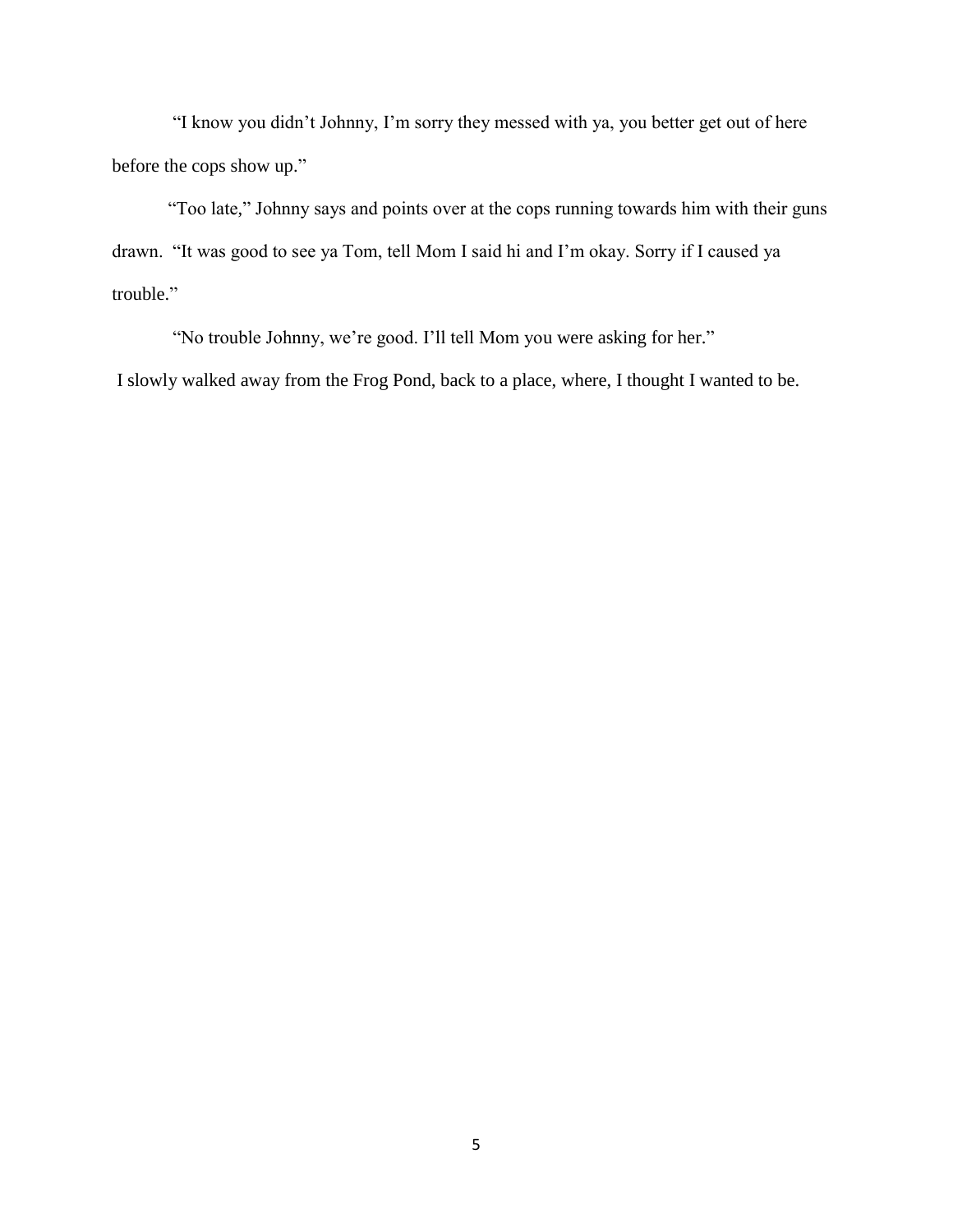"I know you didn't Johnny, I'm sorry they messed with ya, you better get out of here before the cops show up."

"Too late," Johnny says and points over at the cops running towards him with their guns drawn. "It was good to see ya Tom, tell Mom I said hi and I'm okay. Sorry if I caused ya trouble."

"No trouble Johnny, we're good. I'll tell Mom you were asking for her."

I slowly walked away from the Frog Pond, back to a place, where, I thought I wanted to be.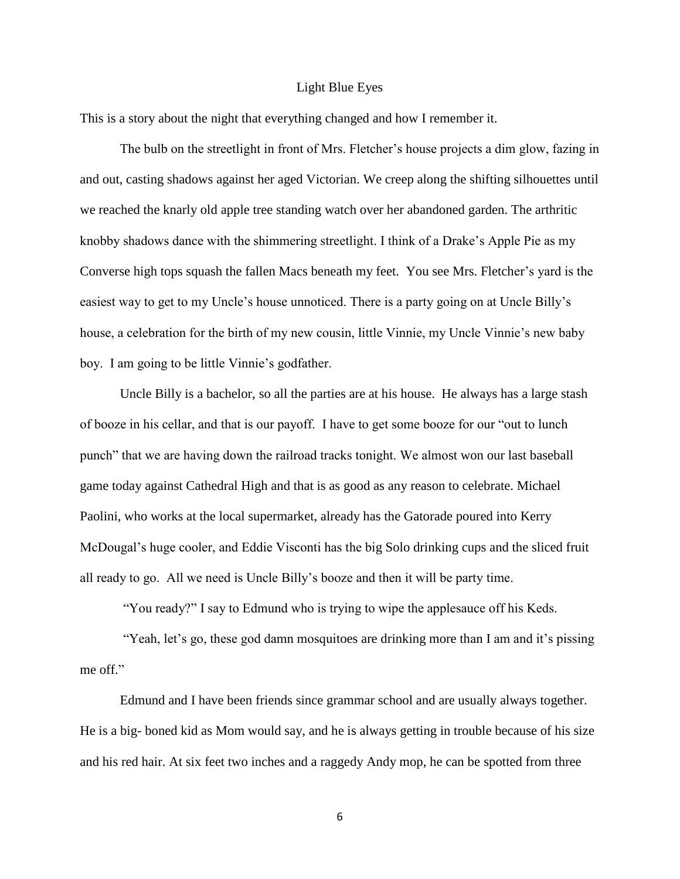# Light Blue Eyes

This is a story about the night that everything changed and how I remember it.

The bulb on the streetlight in front of Mrs. Fletcher's house projects a dim glow, fazing in and out, casting shadows against her aged Victorian. We creep along the shifting silhouettes until we reached the knarly old apple tree standing watch over her abandoned garden. The arthritic knobby shadows dance with the shimmering streetlight. I think of a Drake's Apple Pie as my Converse high tops squash the fallen Macs beneath my feet. You see Mrs. Fletcher's yard is the easiest way to get to my Uncle's house unnoticed. There is a party going on at Uncle Billy's house, a celebration for the birth of my new cousin, little Vinnie, my Uncle Vinnie's new baby boy. I am going to be little Vinnie's godfather.

Uncle Billy is a bachelor, so all the parties are at his house. He always has a large stash of booze in his cellar, and that is our payoff. I have to get some booze for our "out to lunch punch" that we are having down the railroad tracks tonight. We almost won our last baseball game today against Cathedral High and that is as good as any reason to celebrate. Michael Paolini, who works at the local supermarket, already has the Gatorade poured into Kerry McDougal's huge cooler, and Eddie Visconti has the big Solo drinking cups and the sliced fruit all ready to go. All we need is Uncle Billy's booze and then it will be party time.

"You ready?" I say to Edmund who is trying to wipe the applesauce off his Keds.

"Yeah, let's go, these god damn mosquitoes are drinking more than I am and it's pissing me off."

Edmund and I have been friends since grammar school and are usually always together. He is a big- boned kid as Mom would say, and he is always getting in trouble because of his size and his red hair. At six feet two inches and a raggedy Andy mop, he can be spotted from three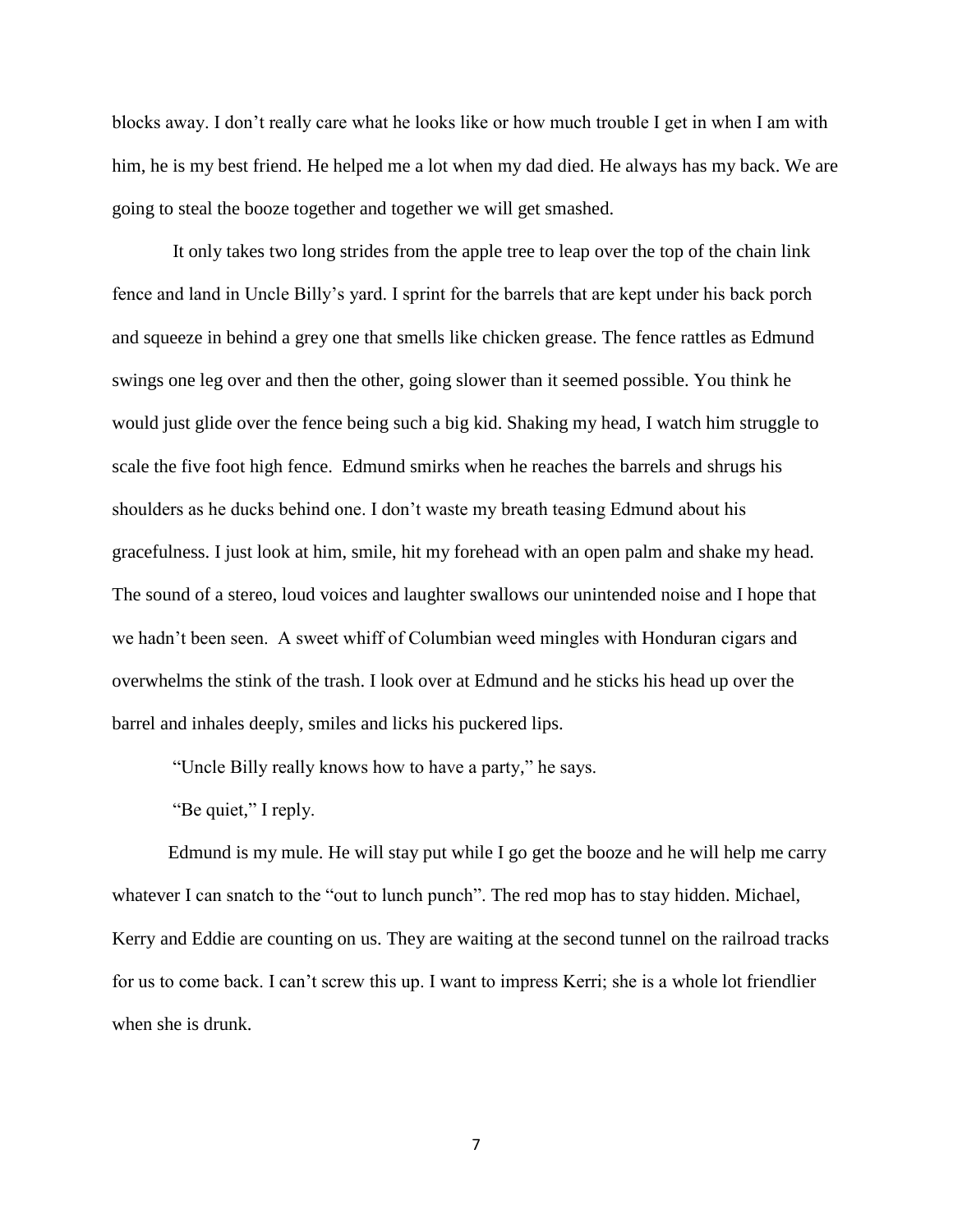blocks away. I don't really care what he looks like or how much trouble I get in when I am with him, he is my best friend. He helped me a lot when my dad died. He always has my back. We are going to steal the booze together and together we will get smashed.

It only takes two long strides from the apple tree to leap over the top of the chain link fence and land in Uncle Billy's yard. I sprint for the barrels that are kept under his back porch and squeeze in behind a grey one that smells like chicken grease. The fence rattles as Edmund swings one leg over and then the other, going slower than it seemed possible. You think he would just glide over the fence being such a big kid. Shaking my head, I watch him struggle to scale the five foot high fence. Edmund smirks when he reaches the barrels and shrugs his shoulders as he ducks behind one. I don't waste my breath teasing Edmund about his gracefulness. I just look at him, smile, hit my forehead with an open palm and shake my head. The sound of a stereo, loud voices and laughter swallows our unintended noise and I hope that we hadn't been seen. A sweet whiff of Columbian weed mingles with Honduran cigars and overwhelms the stink of the trash. I look over at Edmund and he sticks his head up over the barrel and inhales deeply, smiles and licks his puckered lips.

"Uncle Billy really knows how to have a party," he says.

"Be quiet," I reply.

Edmund is my mule. He will stay put while I go get the booze and he will help me carry whatever I can snatch to the "out to lunch punch". The red mop has to stay hidden. Michael, Kerry and Eddie are counting on us. They are waiting at the second tunnel on the railroad tracks for us to come back. I can't screw this up. I want to impress Kerri; she is a whole lot friendlier when she is drunk.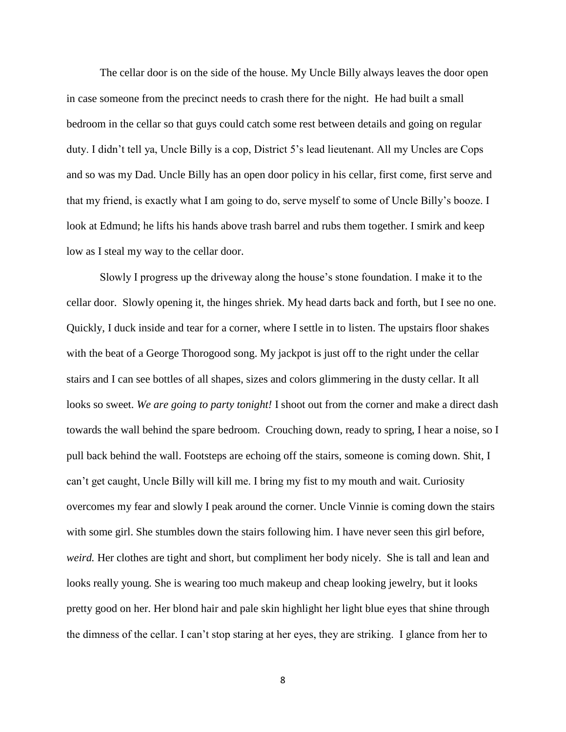The cellar door is on the side of the house. My Uncle Billy always leaves the door open in case someone from the precinct needs to crash there for the night. He had built a small bedroom in the cellar so that guys could catch some rest between details and going on regular duty. I didn't tell ya, Uncle Billy is a cop, District 5's lead lieutenant. All my Uncles are Cops and so was my Dad. Uncle Billy has an open door policy in his cellar, first come, first serve and that my friend, is exactly what I am going to do, serve myself to some of Uncle Billy's booze. I look at Edmund; he lifts his hands above trash barrel and rubs them together. I smirk and keep low as I steal my way to the cellar door.

Slowly I progress up the driveway along the house's stone foundation. I make it to the cellar door. Slowly opening it, the hinges shriek. My head darts back and forth, but I see no one. Quickly, I duck inside and tear for a corner, where I settle in to listen. The upstairs floor shakes with the beat of a George Thorogood song. My jackpot is just off to the right under the cellar stairs and I can see bottles of all shapes, sizes and colors glimmering in the dusty cellar. It all looks so sweet. *We are going to party tonight!* I shoot out from the corner and make a direct dash towards the wall behind the spare bedroom. Crouching down, ready to spring, I hear a noise, so I pull back behind the wall. Footsteps are echoing off the stairs, someone is coming down. Shit, I can't get caught, Uncle Billy will kill me. I bring my fist to my mouth and wait. Curiosity overcomes my fear and slowly I peak around the corner. Uncle Vinnie is coming down the stairs with some girl. She stumbles down the stairs following him. I have never seen this girl before, *weird.* Her clothes are tight and short, but compliment her body nicely. She is tall and lean and looks really young. She is wearing too much makeup and cheap looking jewelry, but it looks pretty good on her. Her blond hair and pale skin highlight her light blue eyes that shine through the dimness of the cellar. I can't stop staring at her eyes, they are striking. I glance from her to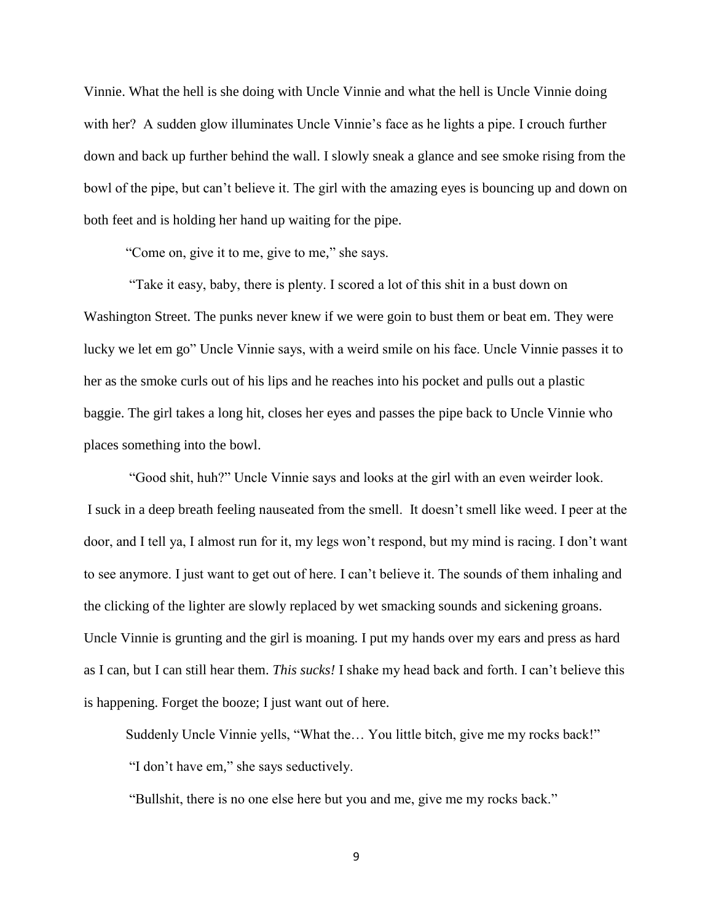Vinnie. What the hell is she doing with Uncle Vinnie and what the hell is Uncle Vinnie doing with her? A sudden glow illuminates Uncle Vinnie's face as he lights a pipe. I crouch further down and back up further behind the wall. I slowly sneak a glance and see smoke rising from the bowl of the pipe, but can't believe it. The girl with the amazing eyes is bouncing up and down on both feet and is holding her hand up waiting for the pipe.

"Come on, give it to me, give to me," she says.

"Take it easy, baby, there is plenty. I scored a lot of this shit in a bust down on Washington Street. The punks never knew if we were goin to bust them or beat em. They were lucky we let em go" Uncle Vinnie says, with a weird smile on his face. Uncle Vinnie passes it to her as the smoke curls out of his lips and he reaches into his pocket and pulls out a plastic baggie. The girl takes a long hit, closes her eyes and passes the pipe back to Uncle Vinnie who places something into the bowl.

"Good shit, huh?" Uncle Vinnie says and looks at the girl with an even weirder look. I suck in a deep breath feeling nauseated from the smell. It doesn't smell like weed. I peer at the door, and I tell ya, I almost run for it, my legs won't respond, but my mind is racing. I don't want to see anymore. I just want to get out of here. I can't believe it. The sounds of them inhaling and the clicking of the lighter are slowly replaced by wet smacking sounds and sickening groans. Uncle Vinnie is grunting and the girl is moaning. I put my hands over my ears and press as hard as I can, but I can still hear them. *This sucks!* I shake my head back and forth. I can't believe this is happening. Forget the booze; I just want out of here.

Suddenly Uncle Vinnie yells, "What the… You little bitch, give me my rocks back!"

"I don't have em," she says seductively.

"Bullshit, there is no one else here but you and me, give me my rocks back."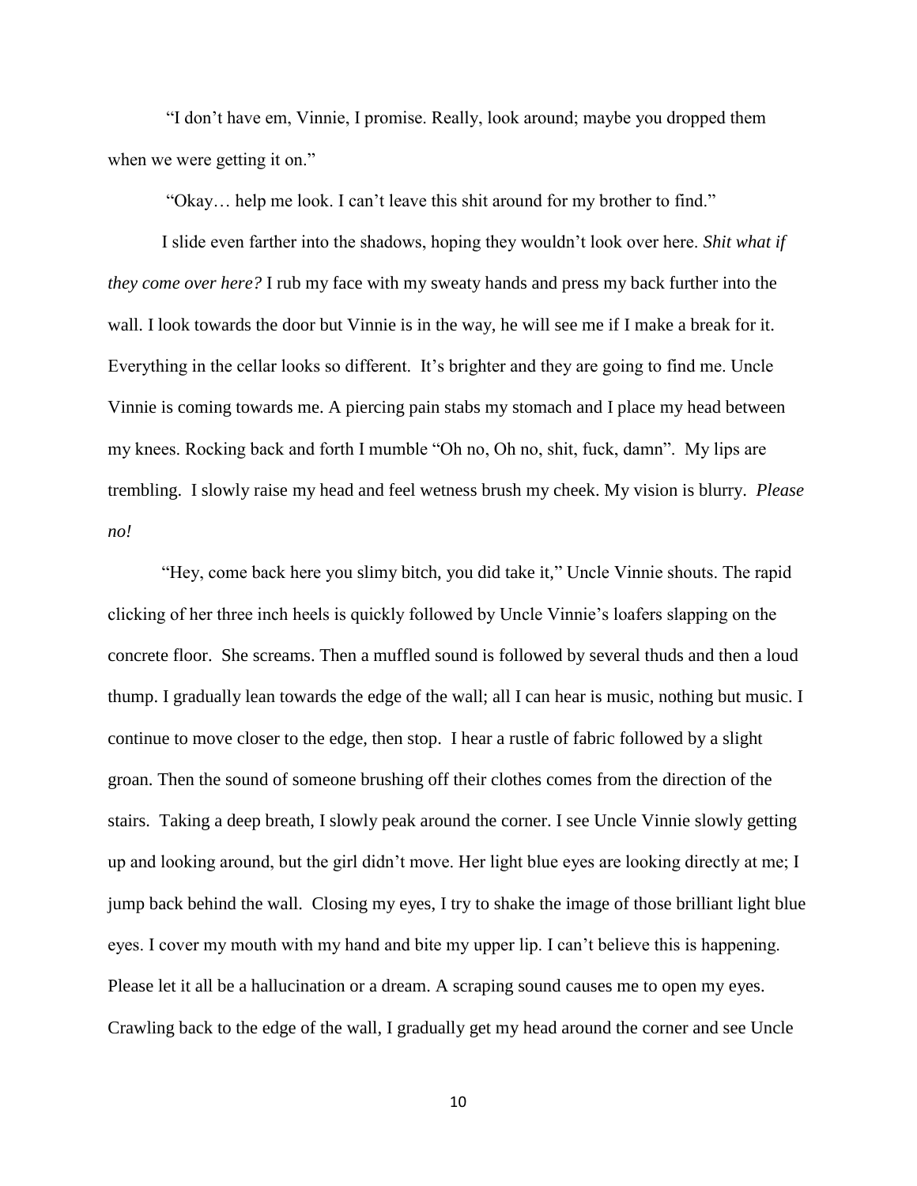"I don't have em, Vinnie, I promise. Really, look around; maybe you dropped them when we were getting it on."

"Okay… help me look. I can't leave this shit around for my brother to find."

I slide even farther into the shadows, hoping they wouldn't look over here. *Shit what if they come over here?* I rub my face with my sweaty hands and press my back further into the wall. I look towards the door but Vinnie is in the way, he will see me if I make a break for it. Everything in the cellar looks so different. It's brighter and they are going to find me. Uncle Vinnie is coming towards me. A piercing pain stabs my stomach and I place my head between my knees. Rocking back and forth I mumble "Oh no, Oh no, shit, fuck, damn". My lips are trembling. I slowly raise my head and feel wetness brush my cheek. My vision is blurry. *Please no!*

"Hey, come back here you slimy bitch, you did take it," Uncle Vinnie shouts. The rapid clicking of her three inch heels is quickly followed by Uncle Vinnie's loafers slapping on the concrete floor. She screams. Then a muffled sound is followed by several thuds and then a loud thump. I gradually lean towards the edge of the wall; all I can hear is music, nothing but music. I continue to move closer to the edge, then stop. I hear a rustle of fabric followed by a slight groan. Then the sound of someone brushing off their clothes comes from the direction of the stairs. Taking a deep breath, I slowly peak around the corner. I see Uncle Vinnie slowly getting up and looking around, but the girl didn't move. Her light blue eyes are looking directly at me; I jump back behind the wall. Closing my eyes, I try to shake the image of those brilliant light blue eyes. I cover my mouth with my hand and bite my upper lip. I can't believe this is happening. Please let it all be a hallucination or a dream. A scraping sound causes me to open my eyes. Crawling back to the edge of the wall, I gradually get my head around the corner and see Uncle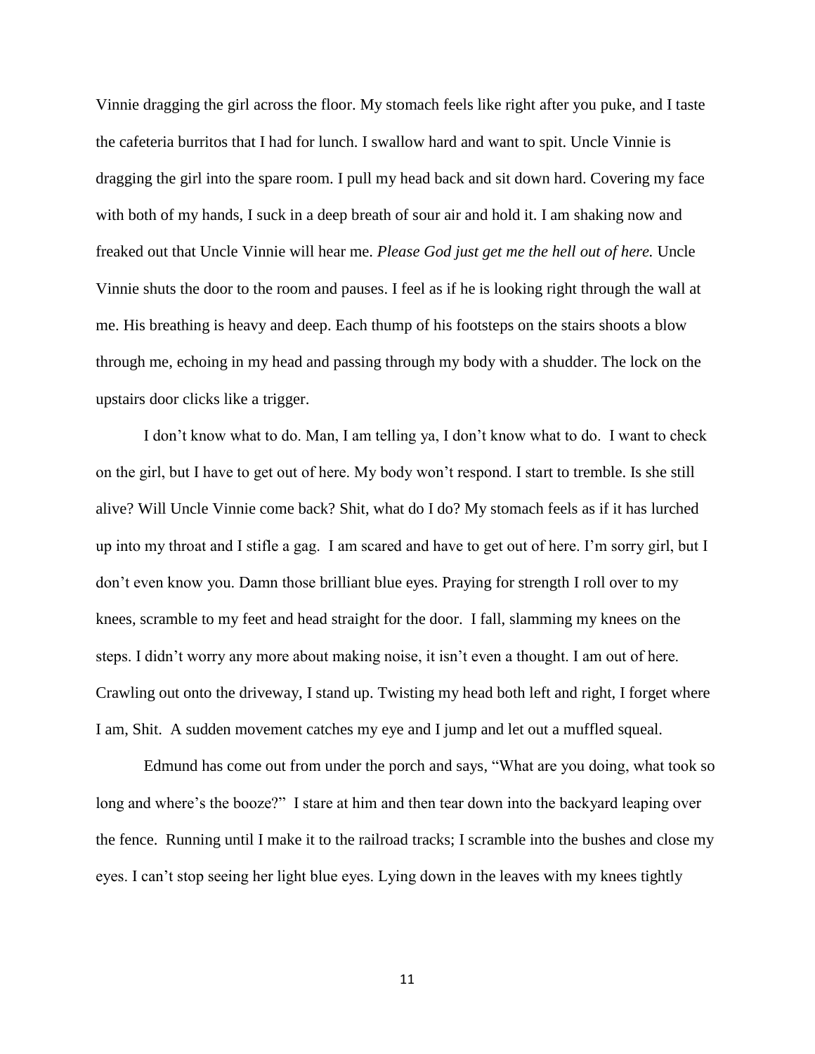Vinnie dragging the girl across the floor. My stomach feels like right after you puke, and I taste the cafeteria burritos that I had for lunch. I swallow hard and want to spit. Uncle Vinnie is dragging the girl into the spare room. I pull my head back and sit down hard. Covering my face with both of my hands, I suck in a deep breath of sour air and hold it. I am shaking now and freaked out that Uncle Vinnie will hear me. *Please God just get me the hell out of here.* Uncle Vinnie shuts the door to the room and pauses. I feel as if he is looking right through the wall at me. His breathing is heavy and deep. Each thump of his footsteps on the stairs shoots a blow through me, echoing in my head and passing through my body with a shudder. The lock on the upstairs door clicks like a trigger.

I don't know what to do. Man, I am telling ya, I don't know what to do. I want to check on the girl, but I have to get out of here. My body won't respond. I start to tremble. Is she still alive? Will Uncle Vinnie come back? Shit, what do I do? My stomach feels as if it has lurched up into my throat and I stifle a gag. I am scared and have to get out of here. I'm sorry girl, but I don't even know you. Damn those brilliant blue eyes. Praying for strength I roll over to my knees, scramble to my feet and head straight for the door. I fall, slamming my knees on the steps. I didn't worry any more about making noise, it isn't even a thought. I am out of here. Crawling out onto the driveway, I stand up. Twisting my head both left and right, I forget where I am, Shit. A sudden movement catches my eye and I jump and let out a muffled squeal.

Edmund has come out from under the porch and says, "What are you doing, what took so long and where's the booze?" I stare at him and then tear down into the backyard leaping over the fence. Running until I make it to the railroad tracks; I scramble into the bushes and close my eyes. I can't stop seeing her light blue eyes. Lying down in the leaves with my knees tightly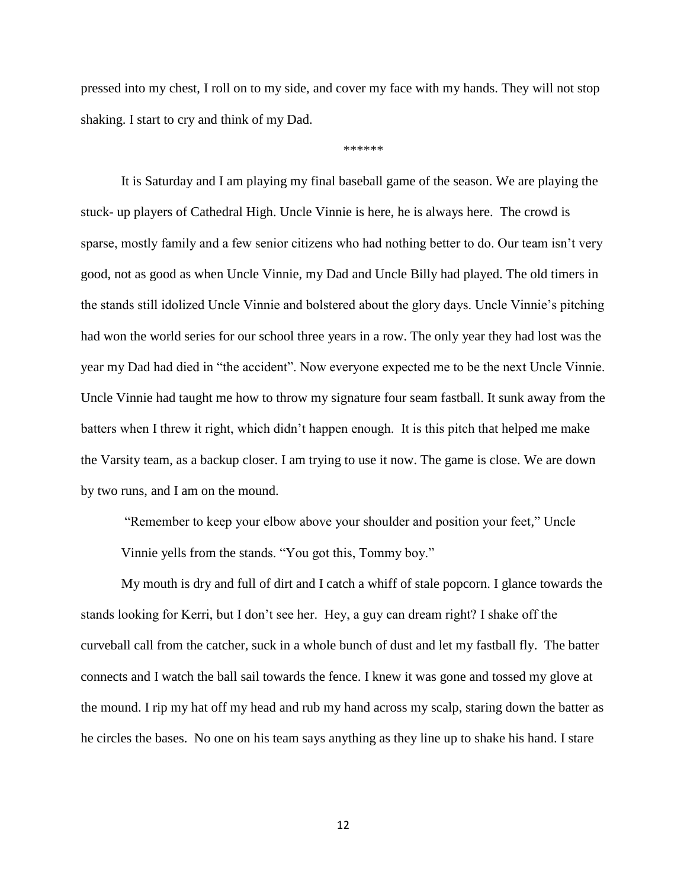pressed into my chest, I roll on to my side, and cover my face with my hands. They will not stop shaking. I start to cry and think of my Dad.

******

It is Saturday and I am playing my final baseball game of the season. We are playing the stuck- up players of Cathedral High. Uncle Vinnie is here, he is always here. The crowd is sparse, mostly family and a few senior citizens who had nothing better to do. Our team isn't very good, not as good as when Uncle Vinnie, my Dad and Uncle Billy had played. The old timers in the stands still idolized Uncle Vinnie and bolstered about the glory days. Uncle Vinnie's pitching had won the world series for our school three years in a row. The only year they had lost was the year my Dad had died in "the accident". Now everyone expected me to be the next Uncle Vinnie. Uncle Vinnie had taught me how to throw my signature four seam fastball. It sunk away from the batters when I threw it right, which didn't happen enough. It is this pitch that helped me make the Varsity team, as a backup closer. I am trying to use it now. The game is close. We are down by two runs, and I am on the mound.

"Remember to keep your elbow above your shoulder and position your feet," Uncle Vinnie yells from the stands. "You got this, Tommy boy."

My mouth is dry and full of dirt and I catch a whiff of stale popcorn. I glance towards the stands looking for Kerri, but I don't see her. Hey, a guy can dream right? I shake off the curveball call from the catcher, suck in a whole bunch of dust and let my fastball fly. The batter connects and I watch the ball sail towards the fence. I knew it was gone and tossed my glove at the mound. I rip my hat off my head and rub my hand across my scalp, staring down the batter as he circles the bases. No one on his team says anything as they line up to shake his hand. I stare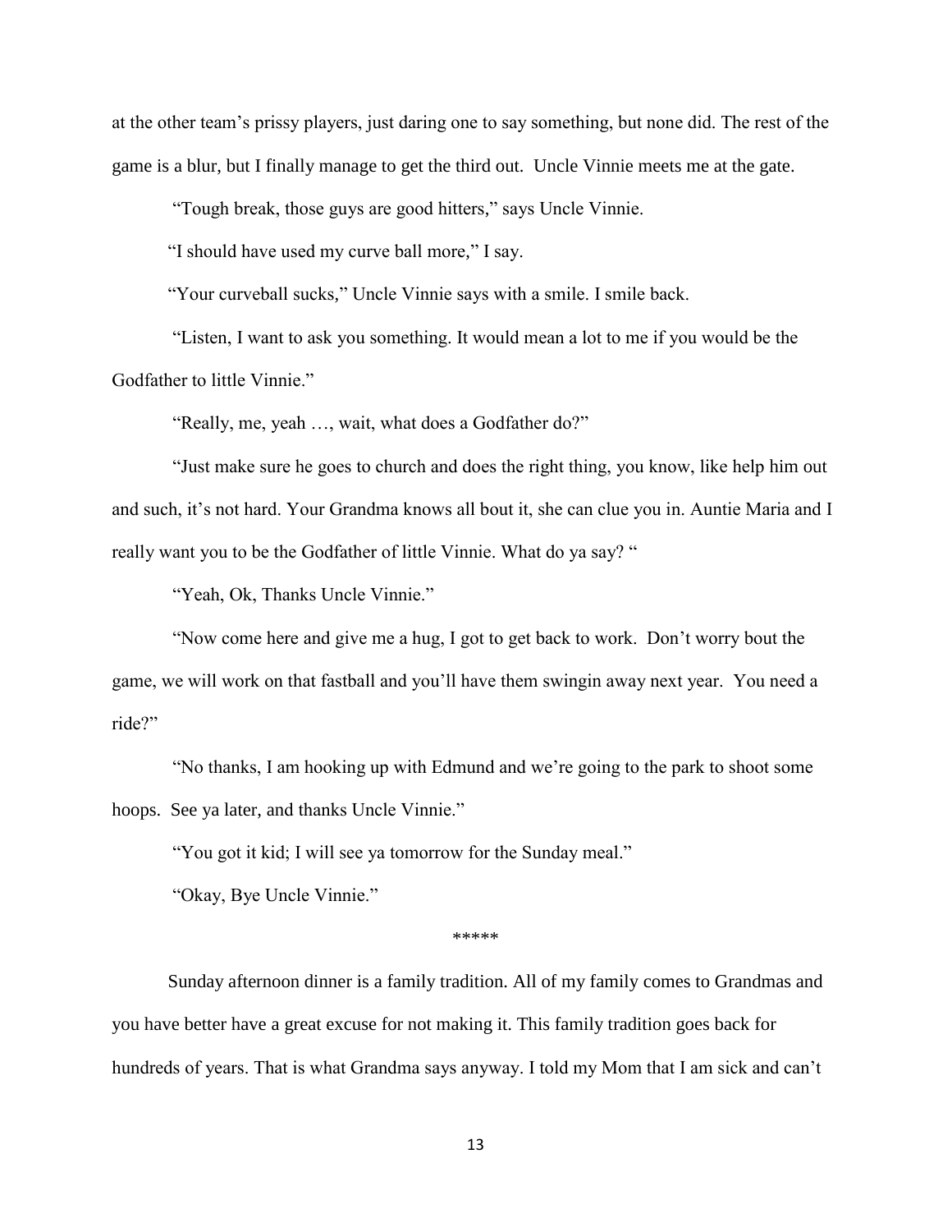at the other team's prissy players, just daring one to say something, but none did. The rest of the game is a blur, but I finally manage to get the third out. Uncle Vinnie meets me at the gate.

"Tough break, those guys are good hitters," says Uncle Vinnie.

"I should have used my curve ball more," I say.

"Your curveball sucks," Uncle Vinnie says with a smile. I smile back.

"Listen, I want to ask you something. It would mean a lot to me if you would be the Godfather to little Vinnie."

"Really, me, yeah …, wait, what does a Godfather do?"

"Just make sure he goes to church and does the right thing, you know, like help him out and such, it's not hard. Your Grandma knows all bout it, she can clue you in. Auntie Maria and I really want you to be the Godfather of little Vinnie. What do ya say? "

"Yeah, Ok, Thanks Uncle Vinnie."

"Now come here and give me a hug, I got to get back to work. Don't worry bout the game, we will work on that fastball and you'll have them swingin away next year. You need a ride?"

"No thanks, I am hooking up with Edmund and we're going to the park to shoot some hoops. See ya later, and thanks Uncle Vinnie."

"You got it kid; I will see ya tomorrow for the Sunday meal."

"Okay, Bye Uncle Vinnie."

*****

Sunday afternoon dinner is a family tradition. All of my family comes to Grandmas and you have better have a great excuse for not making it. This family tradition goes back for hundreds of years. That is what Grandma says anyway. I told my Mom that I am sick and can't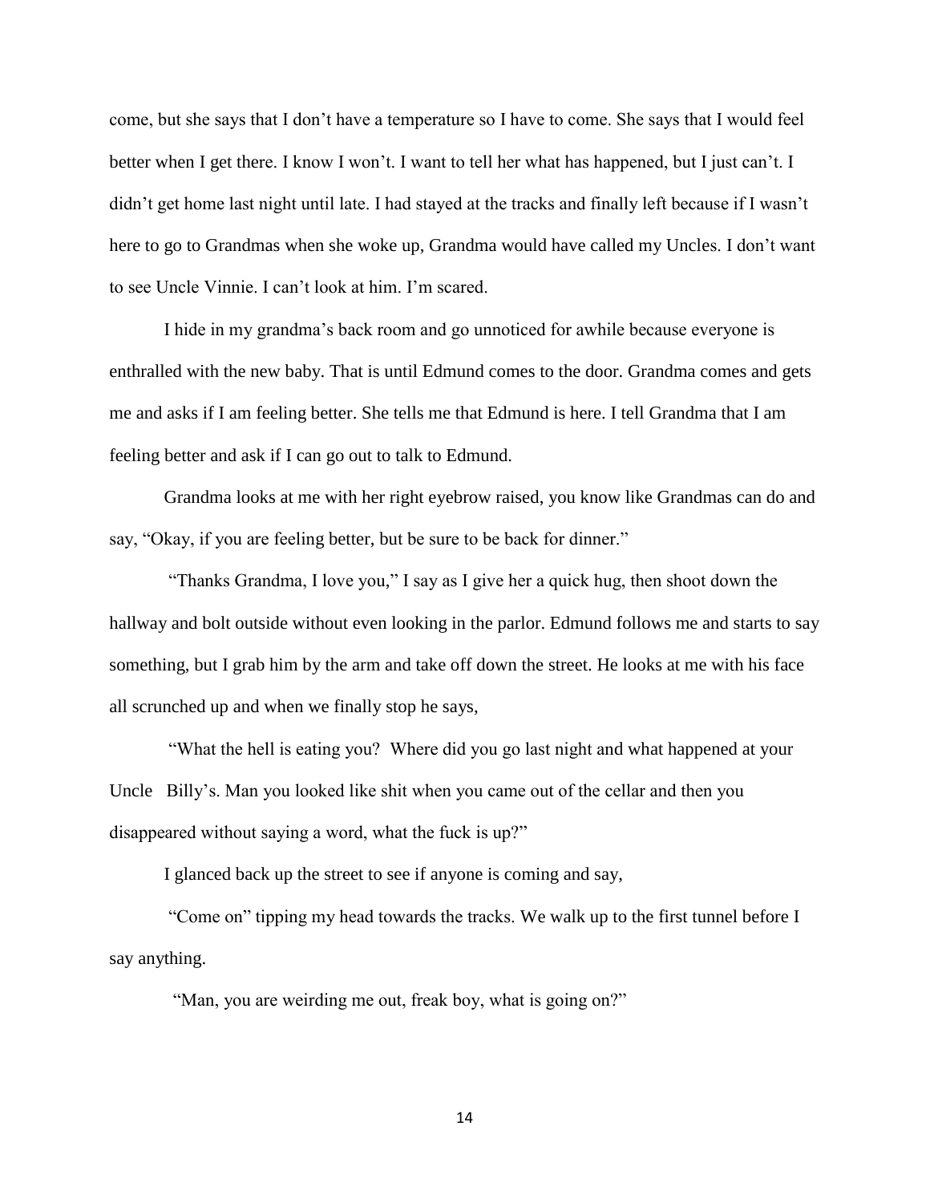come, but she says that I don't have a temperature so I have to come. She says that I would feel better when I get there. I know I won't. I want to tell her what has happened, but I just can't. I didn't get home last night until late. I had stayed at the tracks and finally left because if I wasn't here to go to Grandmas when she woke up, Grandma would have called my Uncles. I don't want to see Uncle Vinnie. I can't look at him. I'm scared.

I hide in my grandma's back room and go unnoticed for awhile because everyone is enthralled with the new baby. That is until Edmund comes to the door. Grandma comes and gets me and asks if I am feeling better. She tells me that Edmund is here. I tell Grandma that I am feeling better and ask if I can go out to talk to Edmund.

Grandma looks at me with her right eyebrow raised, you know like Grandmas can do and say, "Okay, if you are feeling better, but be sure to be back for dinner."

"Thanks Grandma, I love you," I say as I give her a quick hug, then shoot down the hallway and bolt outside without even looking in the parlor. Edmund follows me and starts to say something, but I grab him by the arm and take off down the street. He looks at me with his face all scrunched up and when we finally stop he says,

"What the hell is eating you? Where did you go last night and what happened at your Uncle Billy's. Man you looked like shit when you came out of the cellar and then you disappeared without saying a word, what the fuck is up?"

I glanced back up the street to see if anyone is coming and say,

"Come on" tipping my head towards the tracks. We walk up to the first tunnel before I say anything.

"Man, you are weirding me out, freak boy, what is going on?"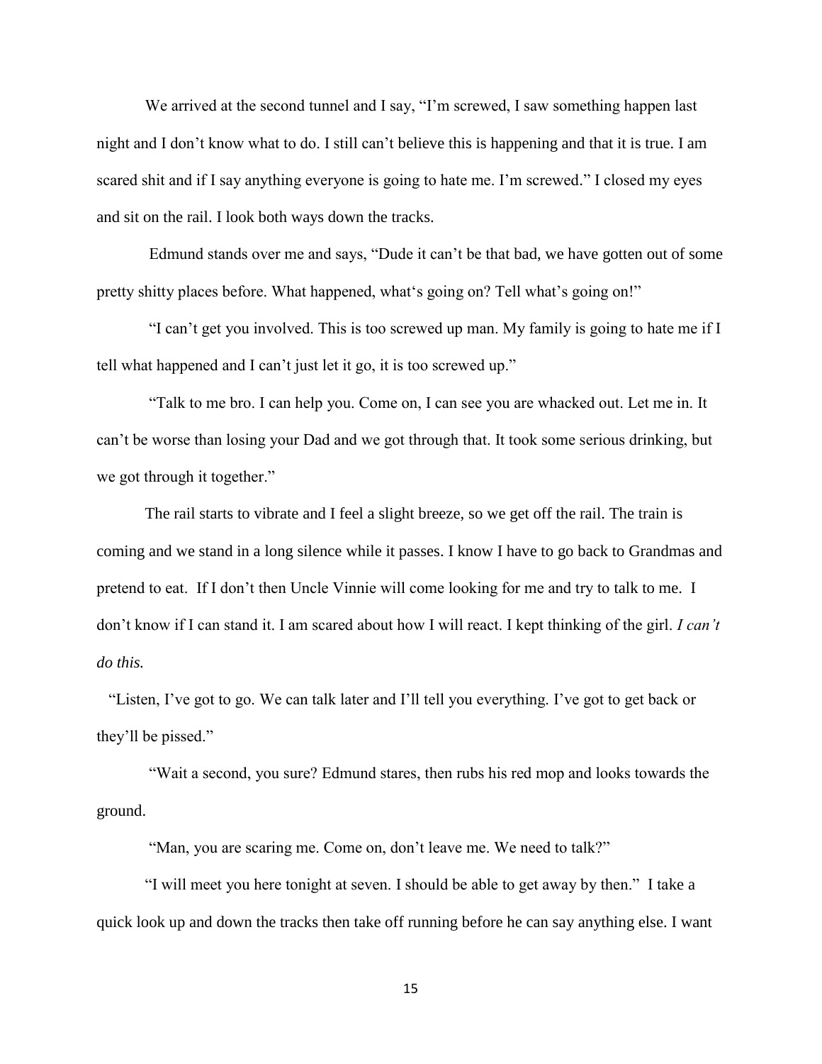We arrived at the second tunnel and I say, "I'm screwed, I saw something happen last night and I don't know what to do. I still can't believe this is happening and that it is true. I am scared shit and if I say anything everyone is going to hate me. I'm screwed." I closed my eyes and sit on the rail. I look both ways down the tracks.

Edmund stands over me and says, "Dude it can't be that bad, we have gotten out of some pretty shitty places before. What happened, what's going on? Tell what's going on!"

"I can't get you involved. This is too screwed up man. My family is going to hate me if I tell what happened and I can't just let it go, it is too screwed up."

"Talk to me bro. I can help you. Come on, I can see you are whacked out. Let me in. It can't be worse than losing your Dad and we got through that. It took some serious drinking, but we got through it together."

The rail starts to vibrate and I feel a slight breeze, so we get off the rail. The train is coming and we stand in a long silence while it passes. I know I have to go back to Grandmas and pretend to eat. If I don't then Uncle Vinnie will come looking for me and try to talk to me. I don't know if I can stand it. I am scared about how I will react. I kept thinking of the girl. *I can't do this.*

"Listen, I've got to go. We can talk later and I'll tell you everything. I've got to get back or they'll be pissed."

"Wait a second, you sure? Edmund stares, then rubs his red mop and looks towards the ground.

"Man, you are scaring me. Come on, don't leave me. We need to talk?"

"I will meet you here tonight at seven. I should be able to get away by then." I take a quick look up and down the tracks then take off running before he can say anything else. I want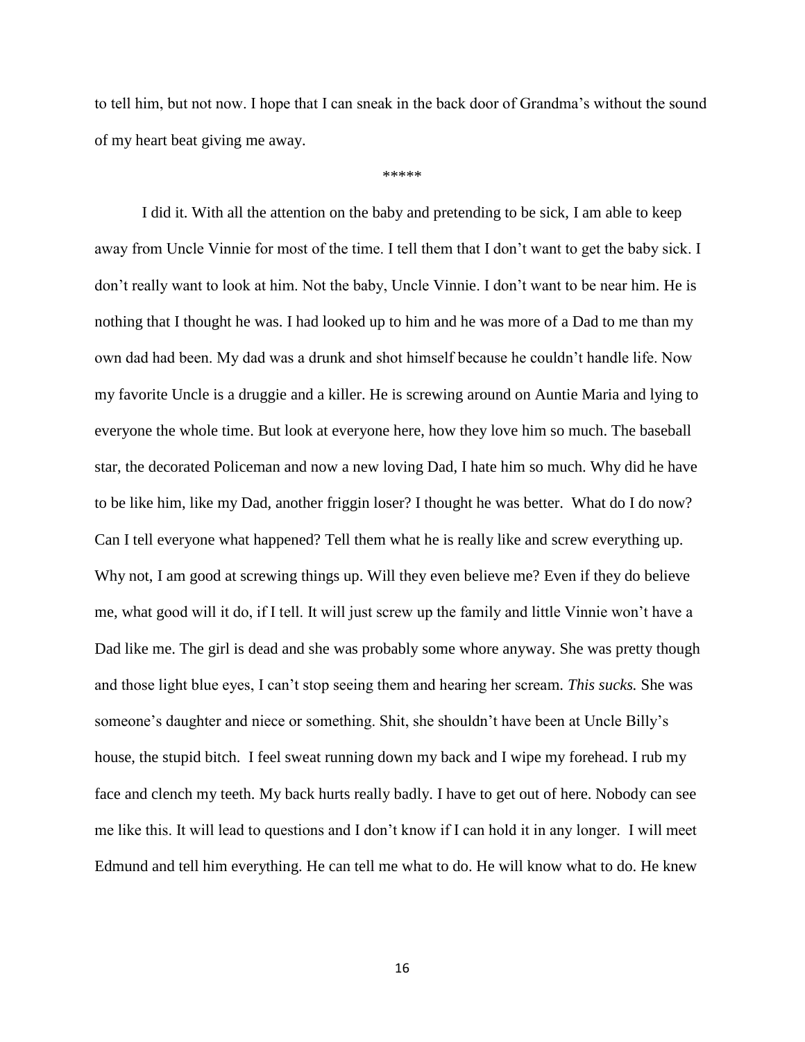to tell him, but not now. I hope that I can sneak in the back door of Grandma's without the sound of my heart beat giving me away.

*****

I did it. With all the attention on the baby and pretending to be sick, I am able to keep away from Uncle Vinnie for most of the time. I tell them that I don't want to get the baby sick. I don't really want to look at him. Not the baby, Uncle Vinnie. I don't want to be near him. He is nothing that I thought he was. I had looked up to him and he was more of a Dad to me than my own dad had been. My dad was a drunk and shot himself because he couldn't handle life. Now my favorite Uncle is a druggie and a killer. He is screwing around on Auntie Maria and lying to everyone the whole time. But look at everyone here, how they love him so much. The baseball star, the decorated Policeman and now a new loving Dad, I hate him so much. Why did he have to be like him, like my Dad, another friggin loser? I thought he was better. What do I do now? Can I tell everyone what happened? Tell them what he is really like and screw everything up. Why not, I am good at screwing things up. Will they even believe me? Even if they do believe me, what good will it do, if I tell. It will just screw up the family and little Vinnie won't have a Dad like me. The girl is dead and she was probably some whore anyway. She was pretty though and those light blue eyes, I can't stop seeing them and hearing her scream. *This sucks.* She was someone's daughter and niece or something. Shit, she shouldn't have been at Uncle Billy's house, the stupid bitch. I feel sweat running down my back and I wipe my forehead. I rub my face and clench my teeth. My back hurts really badly. I have to get out of here. Nobody can see me like this. It will lead to questions and I don't know if I can hold it in any longer. I will meet Edmund and tell him everything. He can tell me what to do. He will know what to do. He knew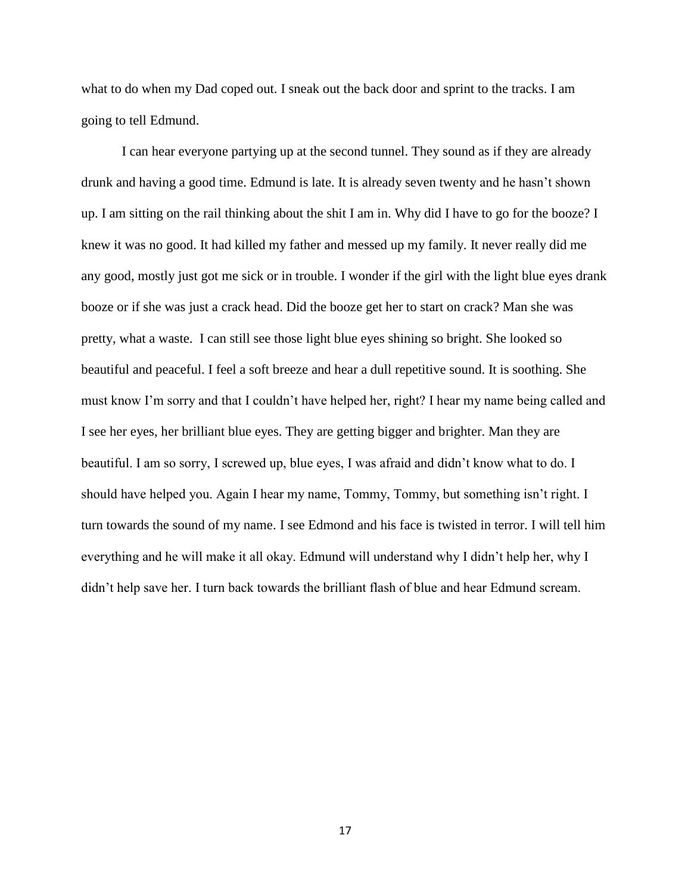what to do when my Dad coped out. I sneak out the back door and sprint to the tracks. I am going to tell Edmund.

I can hear everyone partying up at the second tunnel. They sound as if they are already drunk and having a good time. Edmund is late. It is already seven twenty and he hasn't shown up. I am sitting on the rail thinking about the shit I am in. Why did I have to go for the booze? I knew it was no good. It had killed my father and messed up my family. It never really did me any good, mostly just got me sick or in trouble. I wonder if the girl with the light blue eyes drank booze or if she was just a crack head. Did the booze get her to start on crack? Man she was pretty, what a waste. I can still see those light blue eyes shining so bright. She looked so beautiful and peaceful. I feel a soft breeze and hear a dull repetitive sound. It is soothing. She must know I'm sorry and that I couldn't have helped her, right? I hear my name being called and I see her eyes, her brilliant blue eyes. They are getting bigger and brighter. Man they are beautiful. I am so sorry, I screwed up, blue eyes, I was afraid and didn't know what to do. I should have helped you. Again I hear my name, Tommy, Tommy, but something isn't right. I turn towards the sound of my name. I see Edmond and his face is twisted in terror. I will tell him everything and he will make it all okay. Edmund will understand why I didn't help her, why I didn't help save her. I turn back towards the brilliant flash of blue and hear Edmund scream.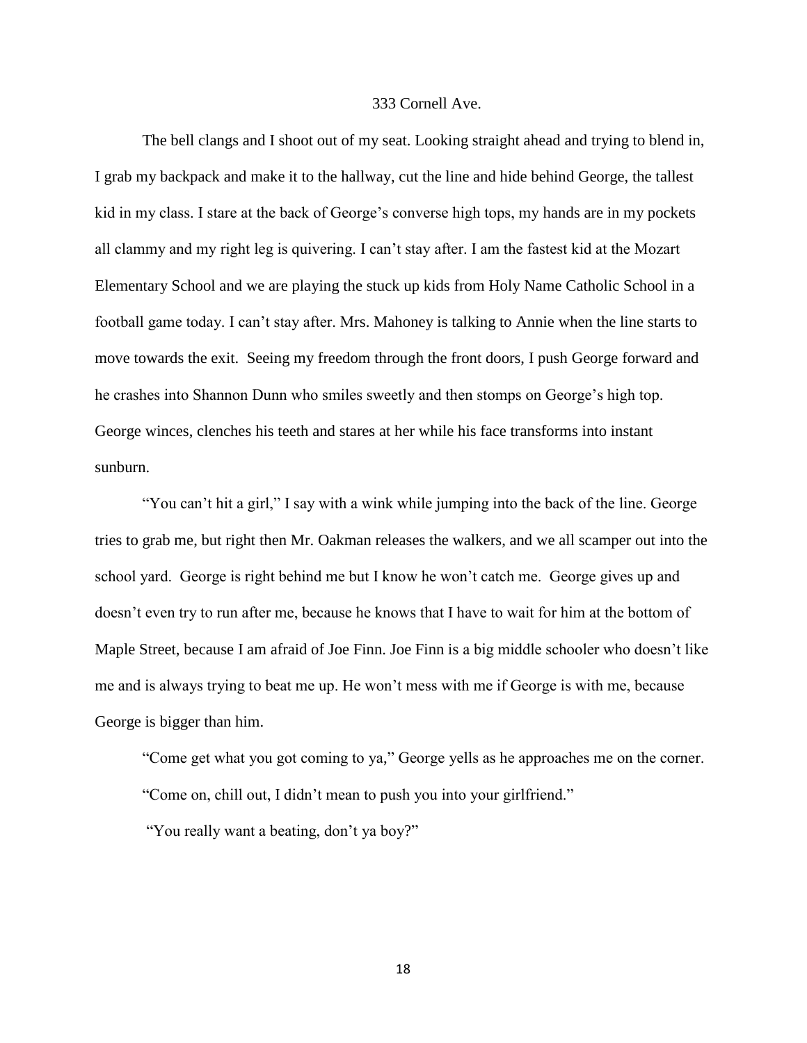# 333 Cornell Ave.

The bell clangs and I shoot out of my seat. Looking straight ahead and trying to blend in, I grab my backpack and make it to the hallway, cut the line and hide behind George, the tallest kid in my class. I stare at the back of George's converse high tops, my hands are in my pockets all clammy and my right leg is quivering. I can't stay after. I am the fastest kid at the Mozart Elementary School and we are playing the stuck up kids from Holy Name Catholic School in a football game today. I can't stay after. Mrs. Mahoney is talking to Annie when the line starts to move towards the exit. Seeing my freedom through the front doors, I push George forward and he crashes into Shannon Dunn who smiles sweetly and then stomps on George's high top. George winces, clenches his teeth and stares at her while his face transforms into instant sunburn.

"You can't hit a girl," I say with a wink while jumping into the back of the line. George tries to grab me, but right then Mr. Oakman releases the walkers, and we all scamper out into the school yard. George is right behind me but I know he won't catch me. George gives up and doesn't even try to run after me, because he knows that I have to wait for him at the bottom of Maple Street, because I am afraid of Joe Finn. Joe Finn is a big middle schooler who doesn't like me and is always trying to beat me up. He won't mess with me if George is with me, because George is bigger than him.

"Come get what you got coming to ya," George yells as he approaches me on the corner.

"Come on, chill out, I didn't mean to push you into your girlfriend."

"You really want a beating, don't ya boy?"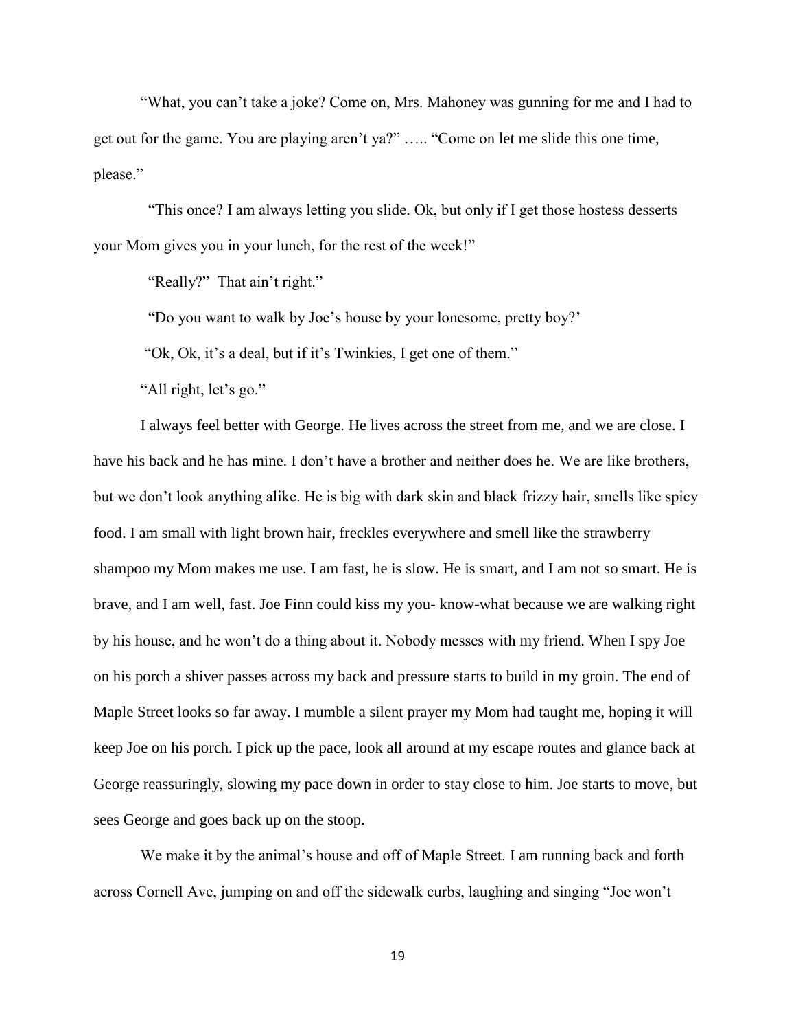"What, you can't take a joke? Come on, Mrs. Mahoney was gunning for me and I had to get out for the game. You are playing aren't ya?" ….. "Come on let me slide this one time, please."

"This once? I am always letting you slide. Ok, but only if I get those hostess desserts your Mom gives you in your lunch, for the rest of the week!"

"Really?" That ain't right."

"Do you want to walk by Joe's house by your lonesome, pretty boy?'

"Ok, Ok, it's a deal, but if it's Twinkies, I get one of them."

"All right, let's go."

I always feel better with George. He lives across the street from me, and we are close. I have his back and he has mine. I don't have a brother and neither does he. We are like brothers, but we don't look anything alike. He is big with dark skin and black frizzy hair, smells like spicy food. I am small with light brown hair, freckles everywhere and smell like the strawberry shampoo my Mom makes me use. I am fast, he is slow. He is smart, and I am not so smart. He is brave, and I am well, fast. Joe Finn could kiss my you- know-what because we are walking right by his house, and he won't do a thing about it. Nobody messes with my friend. When I spy Joe on his porch a shiver passes across my back and pressure starts to build in my groin. The end of Maple Street looks so far away. I mumble a silent prayer my Mom had taught me, hoping it will keep Joe on his porch. I pick up the pace, look all around at my escape routes and glance back at George reassuringly, slowing my pace down in order to stay close to him. Joe starts to move, but sees George and goes back up on the stoop.

We make it by the animal's house and off of Maple Street. I am running back and forth across Cornell Ave, jumping on and off the sidewalk curbs, laughing and singing "Joe won't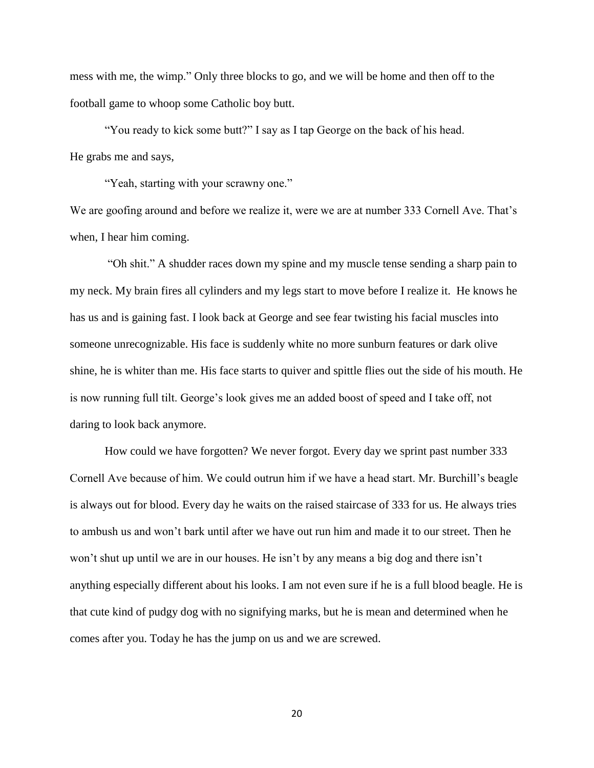mess with me, the wimp." Only three blocks to go, and we will be home and then off to the football game to whoop some Catholic boy butt.

"You ready to kick some butt?" I say as I tap George on the back of his head.
He grabs me and says,

"Yeah, starting with your scrawny one."

We are goofing around and before we realize it, were we are at number 333 Cornell Ave. That's when, I hear him coming.

"Oh shit." A shudder races down my spine and my muscle tense sending a sharp pain to my neck. My brain fires all cylinders and my legs start to move before I realize it. He knows he has us and is gaining fast. I look back at George and see fear twisting his facial muscles into someone unrecognizable. His face is suddenly white no more sunburn features or dark olive shine, he is whiter than me. His face starts to quiver and spittle flies out the side of his mouth. He is now running full tilt. George's look gives me an added boost of speed and I take off, not daring to look back anymore.

How could we have forgotten? We never forgot. Every day we sprint past number 333 Cornell Ave because of him. We could outrun him if we have a head start. Mr. Burchill's beagle is always out for blood. Every day he waits on the raised staircase of 333 for us. He always tries to ambush us and won't bark until after we have out run him and made it to our street. Then he won't shut up until we are in our houses. He isn't by any means a big dog and there isn't anything especially different about his looks. I am not even sure if he is a full blood beagle. He is that cute kind of pudgy dog with no signifying marks, but he is mean and determined when he comes after you. Today he has the jump on us and we are screwed.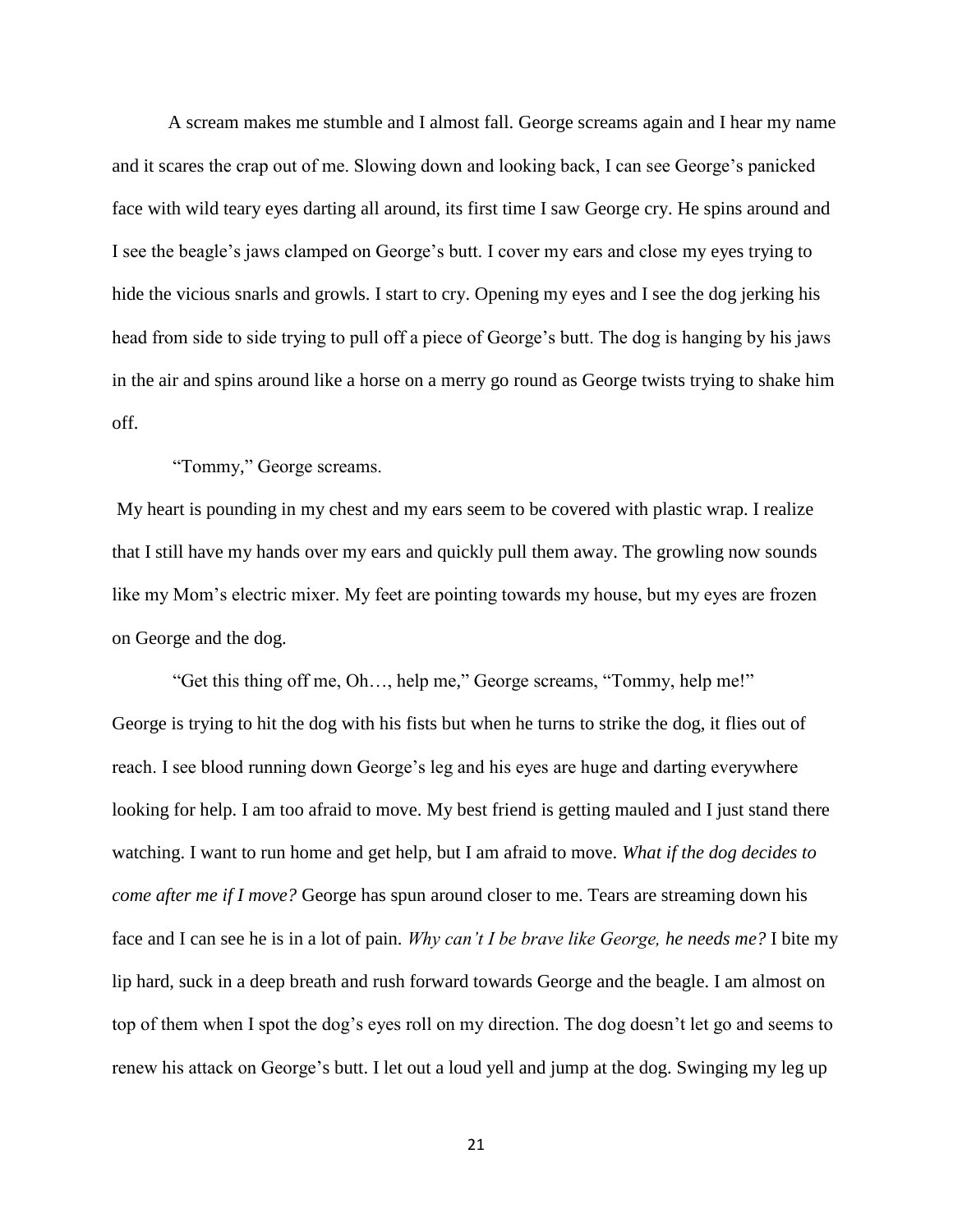A scream makes me stumble and I almost fall. George screams again and I hear my name and it scares the crap out of me. Slowing down and looking back, I can see George's panicked face with wild teary eyes darting all around, its first time I saw George cry. He spins around and I see the beagle's jaws clamped on George's butt. I cover my ears and close my eyes trying to hide the vicious snarls and growls. I start to cry. Opening my eyes and I see the dog jerking his head from side to side trying to pull off a piece of George's butt. The dog is hanging by his jaws in the air and spins around like a horse on a merry go round as George twists trying to shake him off.

"Tommy," George screams.

My heart is pounding in my chest and my ears seem to be covered with plastic wrap. I realize that I still have my hands over my ears and quickly pull them away. The growling now sounds like my Mom's electric mixer. My feet are pointing towards my house, but my eyes are frozen on George and the dog.

"Get this thing off me, Oh…, help me," George screams, "Tommy, help me!"
George is trying to hit the dog with his fists but when he turns to strike the dog, it flies out of reach. I see blood running down George's leg and his eyes are huge and darting everywhere looking for help. I am too afraid to move. My best friend is getting mauled and I just stand there watching. I want to run home and get help, but I am afraid to move. *What if the dog decides to come after me if I move?* George has spun around closer to me. Tears are streaming down his face and I can see he is in a lot of pain. *Why can't I be brave like George, he needs me?* I bite my lip hard, suck in a deep breath and rush forward towards George and the beagle. I am almost on top of them when I spot the dog's eyes roll on my direction. The dog doesn't let go and seems to renew his attack on George's butt. I let out a loud yell and jump at the dog. Swinging my leg up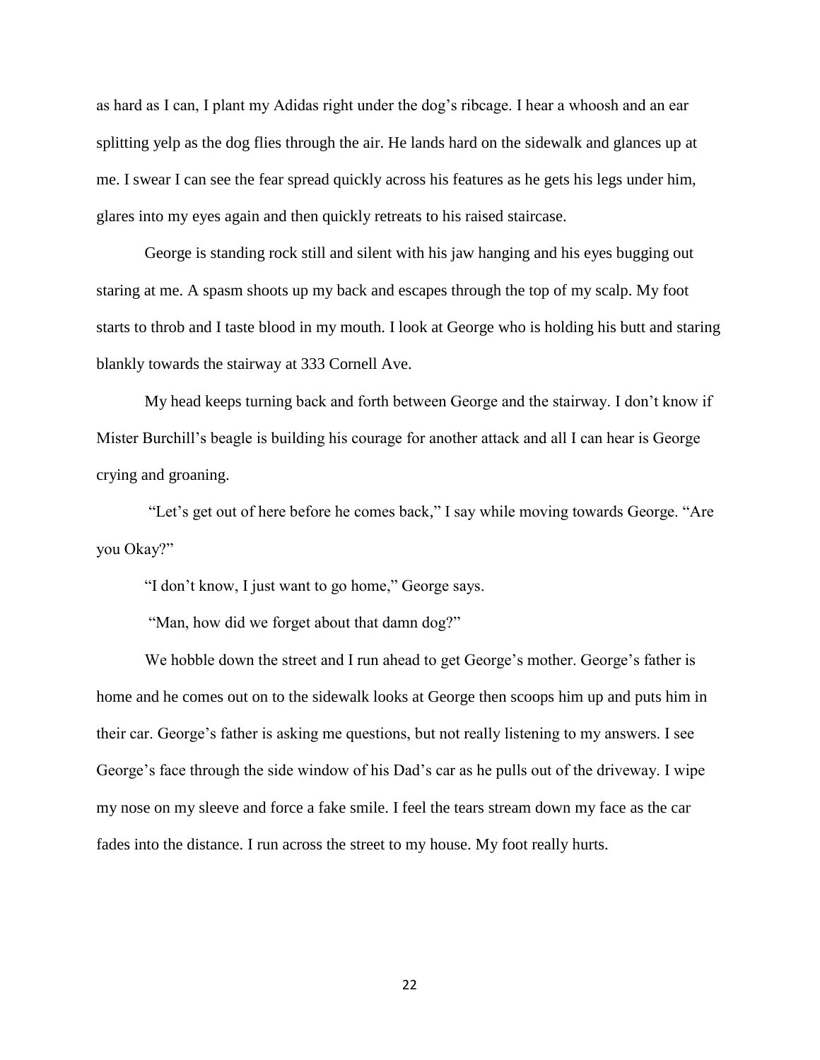as hard as I can, I plant my Adidas right under the dog's ribcage. I hear a whoosh and an ear splitting yelp as the dog flies through the air. He lands hard on the sidewalk and glances up at me. I swear I can see the fear spread quickly across his features as he gets his legs under him, glares into my eyes again and then quickly retreats to his raised staircase.

George is standing rock still and silent with his jaw hanging and his eyes bugging out staring at me. A spasm shoots up my back and escapes through the top of my scalp. My foot starts to throb and I taste blood in my mouth. I look at George who is holding his butt and staring blankly towards the stairway at 333 Cornell Ave.

My head keeps turning back and forth between George and the stairway. I don't know if Mister Burchill's beagle is building his courage for another attack and all I can hear is George crying and groaning.

"Let's get out of here before he comes back," I say while moving towards George. "Are you Okay?"

"I don't know, I just want to go home," George says.

"Man, how did we forget about that damn dog?"

We hobble down the street and I run ahead to get George's mother. George's father is home and he comes out on to the sidewalk looks at George then scoops him up and puts him in their car. George's father is asking me questions, but not really listening to my answers. I see George's face through the side window of his Dad's car as he pulls out of the driveway. I wipe my nose on my sleeve and force a fake smile. I feel the tears stream down my face as the car fades into the distance. I run across the street to my house. My foot really hurts.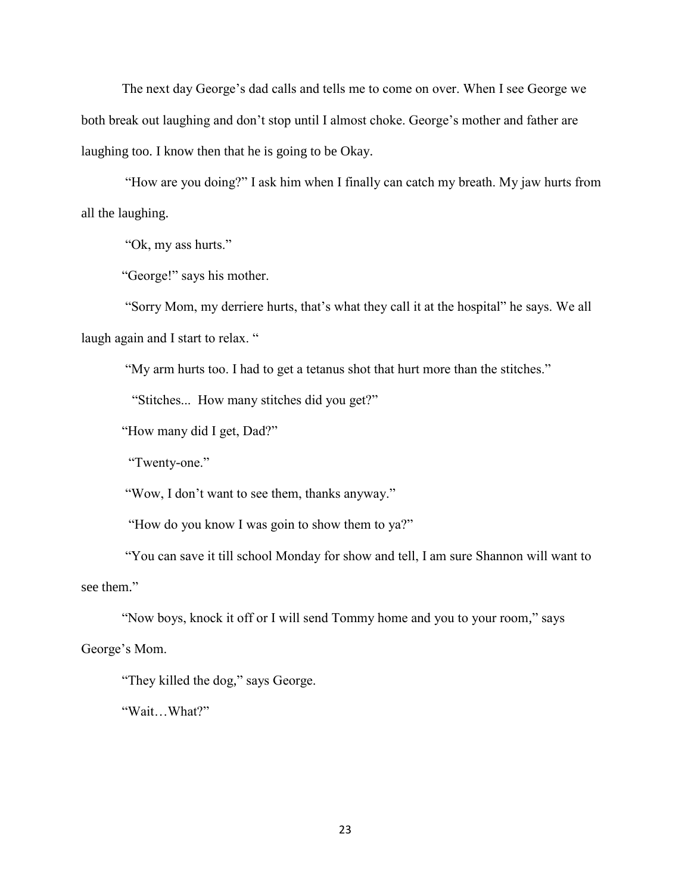The next day George's dad calls and tells me to come on over. When I see George we both break out laughing and don't stop until I almost choke. George's mother and father are laughing too. I know then that he is going to be Okay.

"How are you doing?" I ask him when I finally can catch my breath. My jaw hurts from all the laughing.

"Ok, my ass hurts."

"George!" says his mother.

"Sorry Mom, my derriere hurts, that's what they call it at the hospital" he says. We all laugh again and I start to relax. "

"My arm hurts too. I had to get a tetanus shot that hurt more than the stitches."

"Stitches... How many stitches did you get?"

"How many did I get, Dad?"

"Twenty-one."

"Wow, I don't want to see them, thanks anyway."

"How do you know I was goin to show them to ya?"

"You can save it till school Monday for show and tell, I am sure Shannon will want to see them."

"Now boys, knock it off or I will send Tommy home and you to your room," says George's Mom.

"They killed the dog," says George.

"Wait…What?"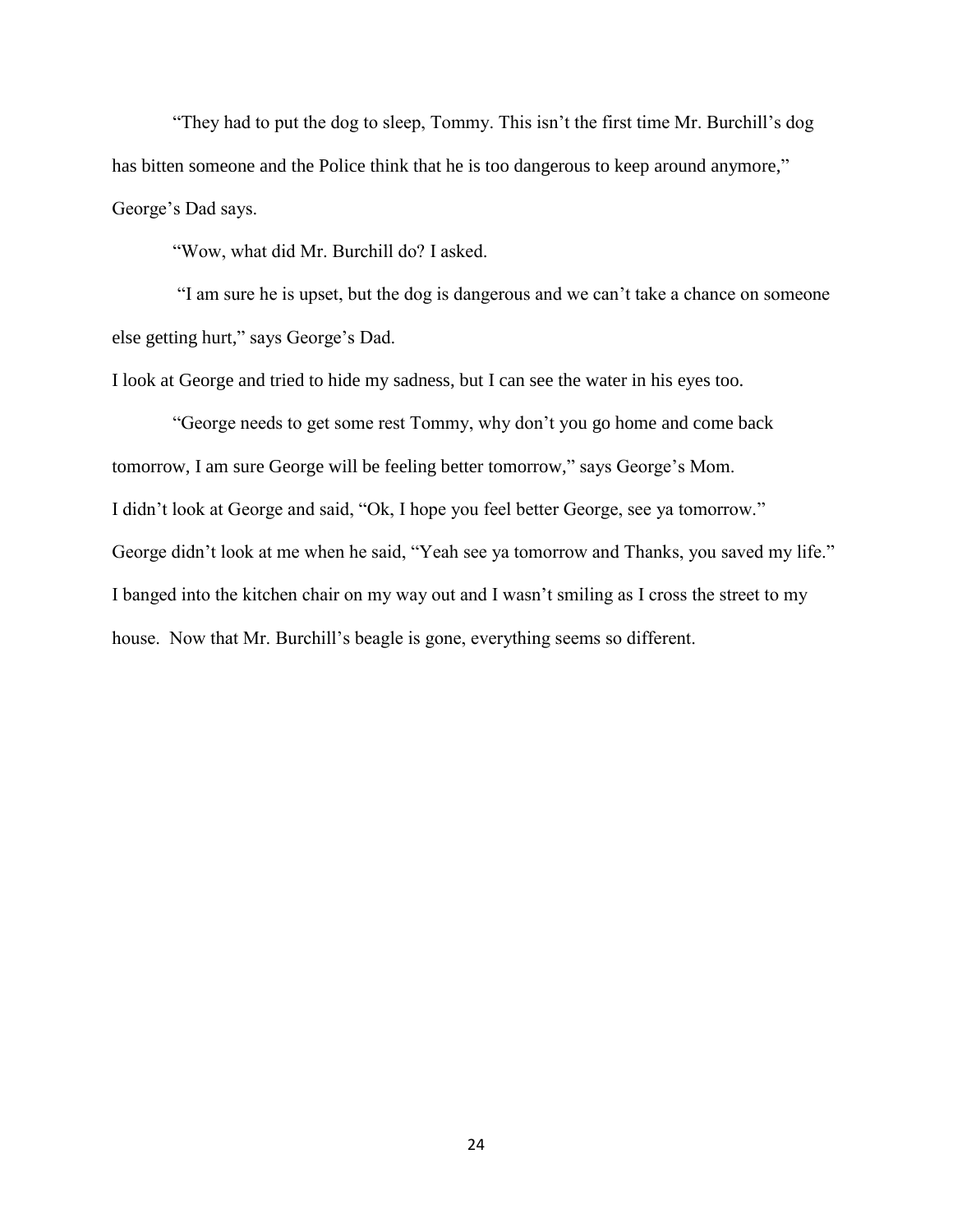"They had to put the dog to sleep, Tommy. This isn't the first time Mr. Burchill's dog has bitten someone and the Police think that he is too dangerous to keep around anymore," George's Dad says.

"Wow, what did Mr. Burchill do? I asked.

"I am sure he is upset, but the dog is dangerous and we can't take a chance on someone else getting hurt," says George's Dad.

I look at George and tried to hide my sadness, but I can see the water in his eyes too.

"George needs to get some rest Tommy, why don't you go home and come back tomorrow, I am sure George will be feeling better tomorrow," says George's Mom.

I didn't look at George and said, "Ok, I hope you feel better George, see ya tomorrow."

George didn't look at me when he said, "Yeah see ya tomorrow and Thanks, you saved my life."

I banged into the kitchen chair on my way out and I wasn't smiling as I cross the street to my house. Now that Mr. Burchill's beagle is gone, everything seems so different.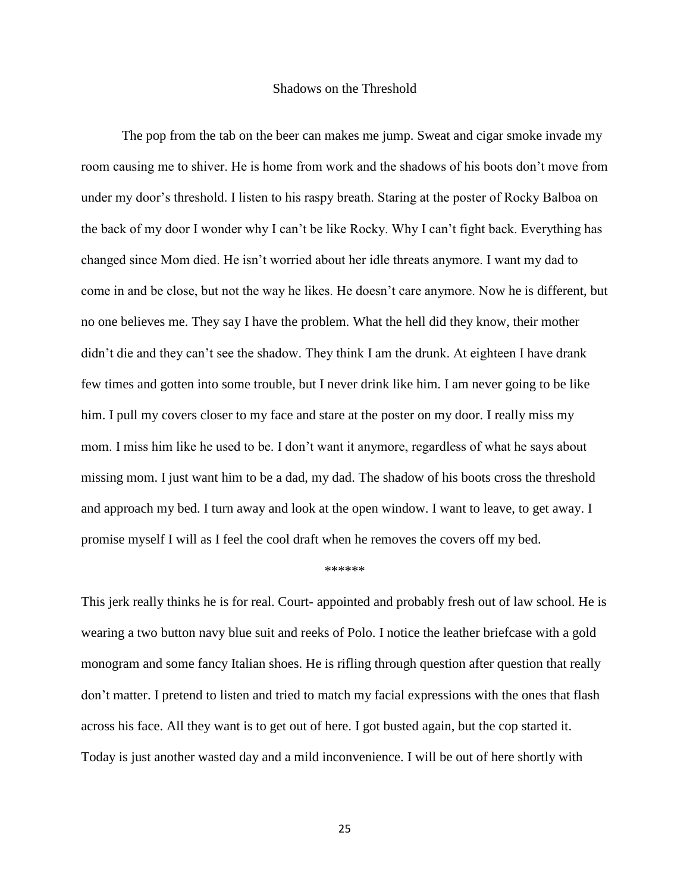# Shadows on the Threshold

The pop from the tab on the beer can makes me jump. Sweat and cigar smoke invade my room causing me to shiver. He is home from work and the shadows of his boots don't move from under my door's threshold. I listen to his raspy breath. Staring at the poster of Rocky Balboa on the back of my door I wonder why I can't be like Rocky. Why I can't fight back. Everything has changed since Mom died. He isn't worried about her idle threats anymore. I want my dad to come in and be close, but not the way he likes. He doesn't care anymore. Now he is different, but no one believes me. They say I have the problem. What the hell did they know, their mother didn't die and they can't see the shadow. They think I am the drunk. At eighteen I have drank few times and gotten into some trouble, but I never drink like him. I am never going to be like him. I pull my covers closer to my face and stare at the poster on my door. I really miss my mom. I miss him like he used to be. I don't want it anymore, regardless of what he says about missing mom. I just want him to be a dad, my dad. The shadow of his boots cross the threshold and approach my bed. I turn away and look at the open window. I want to leave, to get away. I promise myself I will as I feel the cool draft when he removes the covers off my bed.

******

This jerk really thinks he is for real. Court- appointed and probably fresh out of law school. He is wearing a two button navy blue suit and reeks of Polo. I notice the leather briefcase with a gold monogram and some fancy Italian shoes. He is rifling through question after question that really don't matter. I pretend to listen and tried to match my facial expressions with the ones that flash across his face. All they want is to get out of here. I got busted again, but the cop started it. Today is just another wasted day and a mild inconvenience. I will be out of here shortly with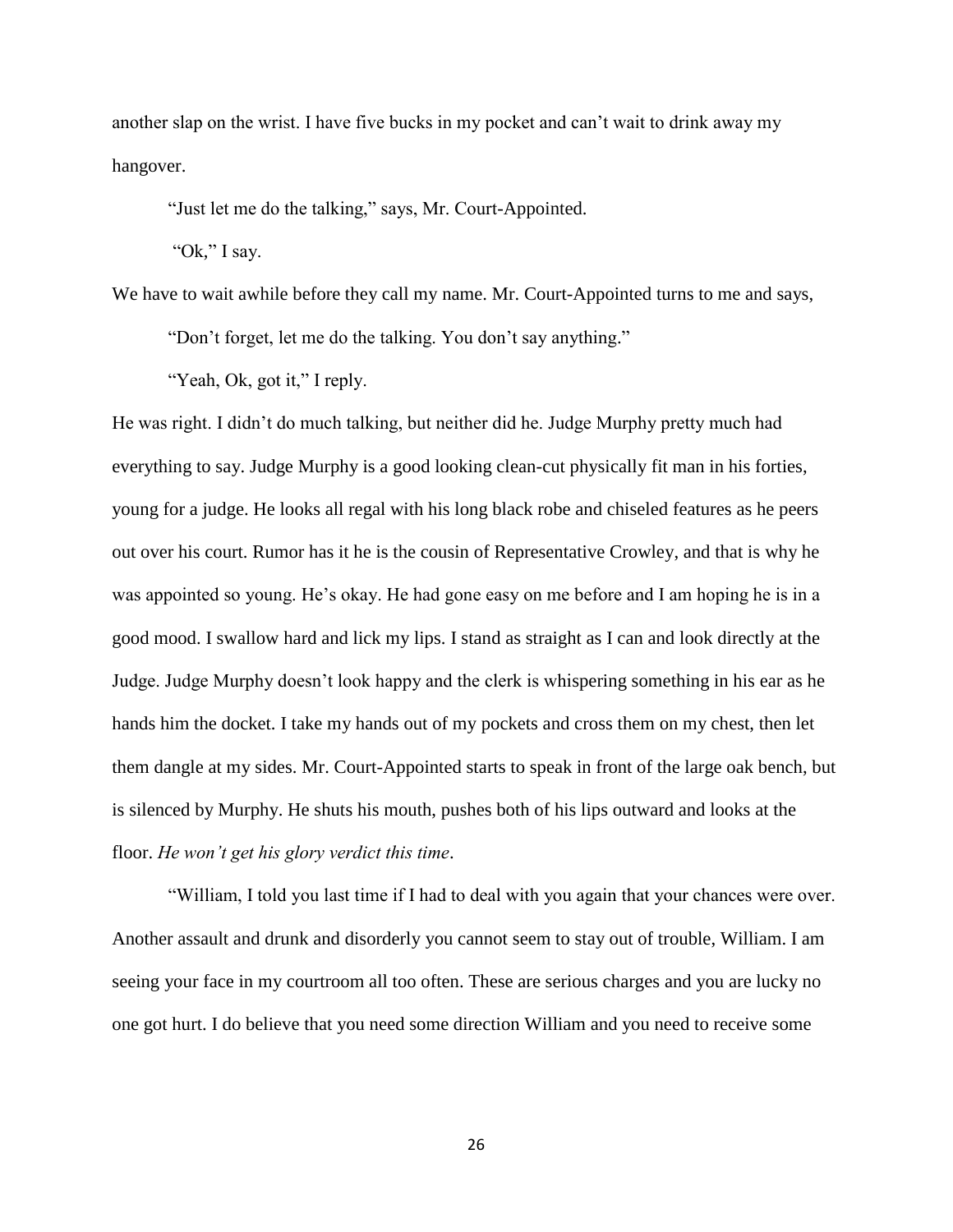another slap on the wrist. I have five bucks in my pocket and can't wait to drink away my hangover.

"Just let me do the talking," says, Mr. Court-Appointed.

"Ok," I say.

We have to wait awhile before they call my name. Mr. Court-Appointed turns to me and says,

"Don't forget, let me do the talking. You don't say anything."

"Yeah, Ok, got it," I reply.

He was right. I didn't do much talking, but neither did he. Judge Murphy pretty much had everything to say. Judge Murphy is a good looking clean-cut physically fit man in his forties, young for a judge. He looks all regal with his long black robe and chiseled features as he peers out over his court. Rumor has it he is the cousin of Representative Crowley, and that is why he was appointed so young. He's okay. He had gone easy on me before and I am hoping he is in a good mood. I swallow hard and lick my lips. I stand as straight as I can and look directly at the Judge. Judge Murphy doesn't look happy and the clerk is whispering something in his ear as he hands him the docket. I take my hands out of my pockets and cross them on my chest, then let them dangle at my sides. Mr. Court-Appointed starts to speak in front of the large oak bench, but is silenced by Murphy. He shuts his mouth, pushes both of his lips outward and looks at the floor. *He won't get his glory verdict this time*.

"William, I told you last time if I had to deal with you again that your chances were over. Another assault and drunk and disorderly you cannot seem to stay out of trouble, William. I am seeing your face in my courtroom all too often. These are serious charges and you are lucky no one got hurt. I do believe that you need some direction William and you need to receive some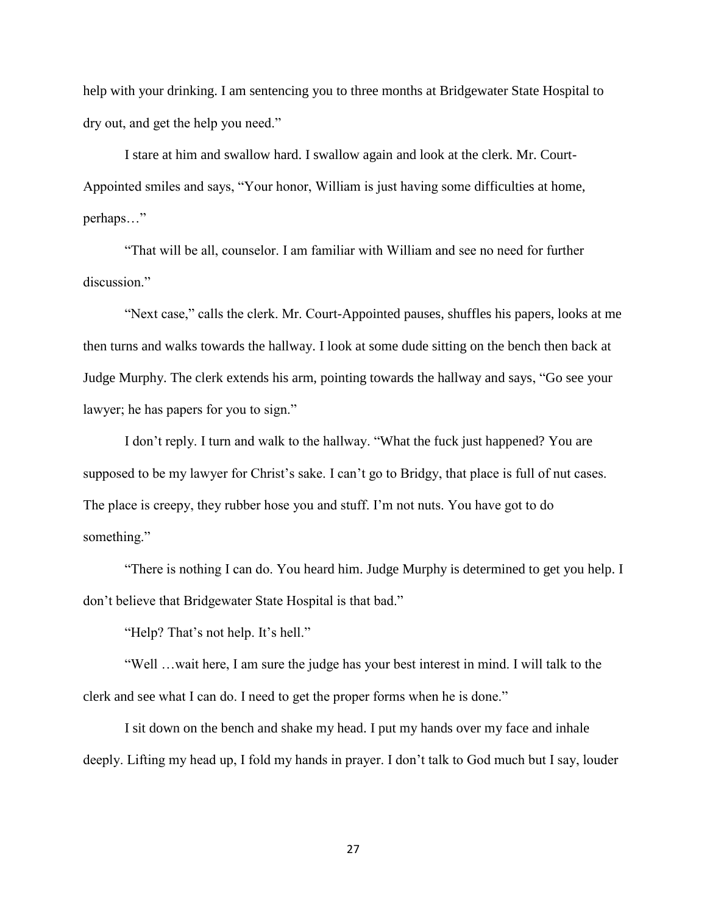help with your drinking. I am sentencing you to three months at Bridgewater State Hospital to dry out, and get the help you need."

I stare at him and swallow hard. I swallow again and look at the clerk. Mr. Court-Appointed smiles and says, "Your honor, William is just having some difficulties at home, perhaps…"

"That will be all, counselor. I am familiar with William and see no need for further discussion."

"Next case," calls the clerk. Mr. Court-Appointed pauses, shuffles his papers, looks at me then turns and walks towards the hallway. I look at some dude sitting on the bench then back at Judge Murphy. The clerk extends his arm, pointing towards the hallway and says, "Go see your lawyer; he has papers for you to sign."

I don't reply. I turn and walk to the hallway. "What the fuck just happened? You are supposed to be my lawyer for Christ's sake. I can't go to Bridgy, that place is full of nut cases. The place is creepy, they rubber hose you and stuff. I'm not nuts. You have got to do something."

"There is nothing I can do. You heard him. Judge Murphy is determined to get you help. I don't believe that Bridgewater State Hospital is that bad."

"Help? That's not help. It's hell."

"Well …wait here, I am sure the judge has your best interest in mind. I will talk to the clerk and see what I can do. I need to get the proper forms when he is done."

I sit down on the bench and shake my head. I put my hands over my face and inhale deeply. Lifting my head up, I fold my hands in prayer. I don't talk to God much but I say, louder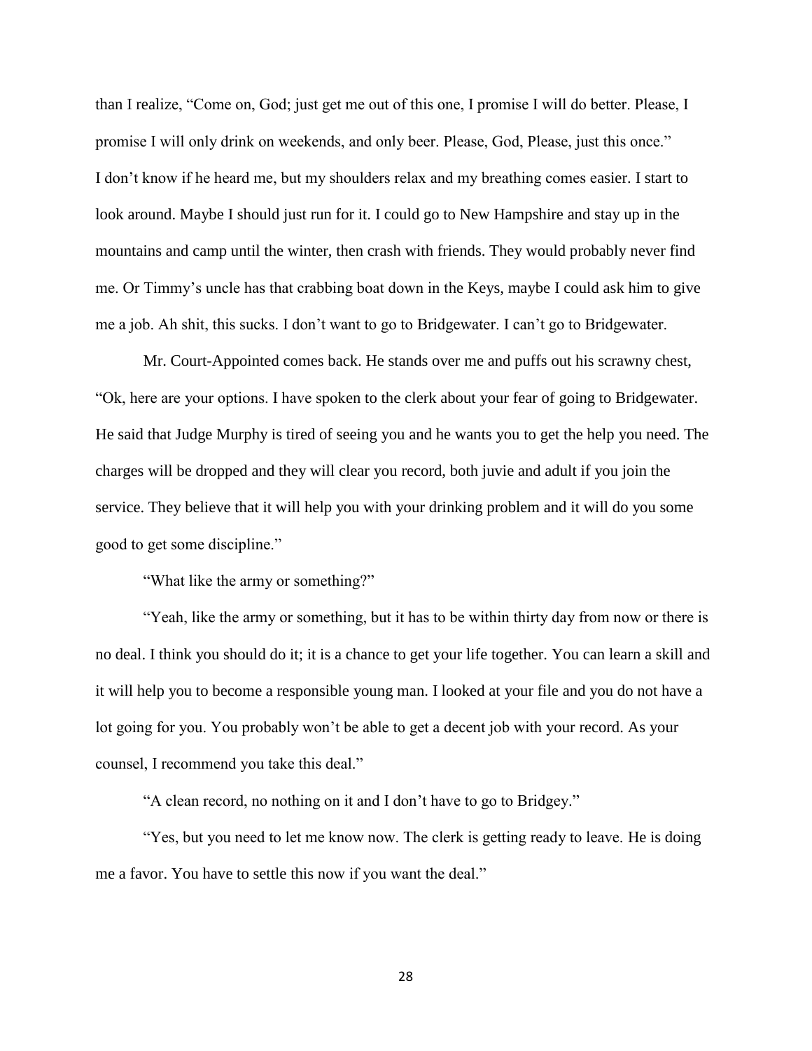than I realize, "Come on, God; just get me out of this one, I promise I will do better. Please, I promise I will only drink on weekends, and only beer. Please, God, Please, just this once."

I don't know if he heard me, but my shoulders relax and my breathing comes easier. I start to look around. Maybe I should just run for it. I could go to New Hampshire and stay up in the mountains and camp until the winter, then crash with friends. They would probably never find me. Or Timmy's uncle has that crabbing boat down in the Keys, maybe I could ask him to give me a job. Ah shit, this sucks. I don't want to go to Bridgewater. I can't go to Bridgewater.

Mr. Court-Appointed comes back. He stands over me and puffs out his scrawny chest, "Ok, here are your options. I have spoken to the clerk about your fear of going to Bridgewater. He said that Judge Murphy is tired of seeing you and he wants you to get the help you need. The charges will be dropped and they will clear you record, both juvie and adult if you join the service. They believe that it will help you with your drinking problem and it will do you some good to get some discipline."

"What like the army or something?"

"Yeah, like the army or something, but it has to be within thirty day from now or there is no deal. I think you should do it; it is a chance to get your life together. You can learn a skill and it will help you to become a responsible young man. I looked at your file and you do not have a lot going for you. You probably won't be able to get a decent job with your record. As your counsel, I recommend you take this deal."

"A clean record, no nothing on it and I don't have to go to Bridgey."

"Yes, but you need to let me know now. The clerk is getting ready to leave. He is doing me a favor. You have to settle this now if you want the deal."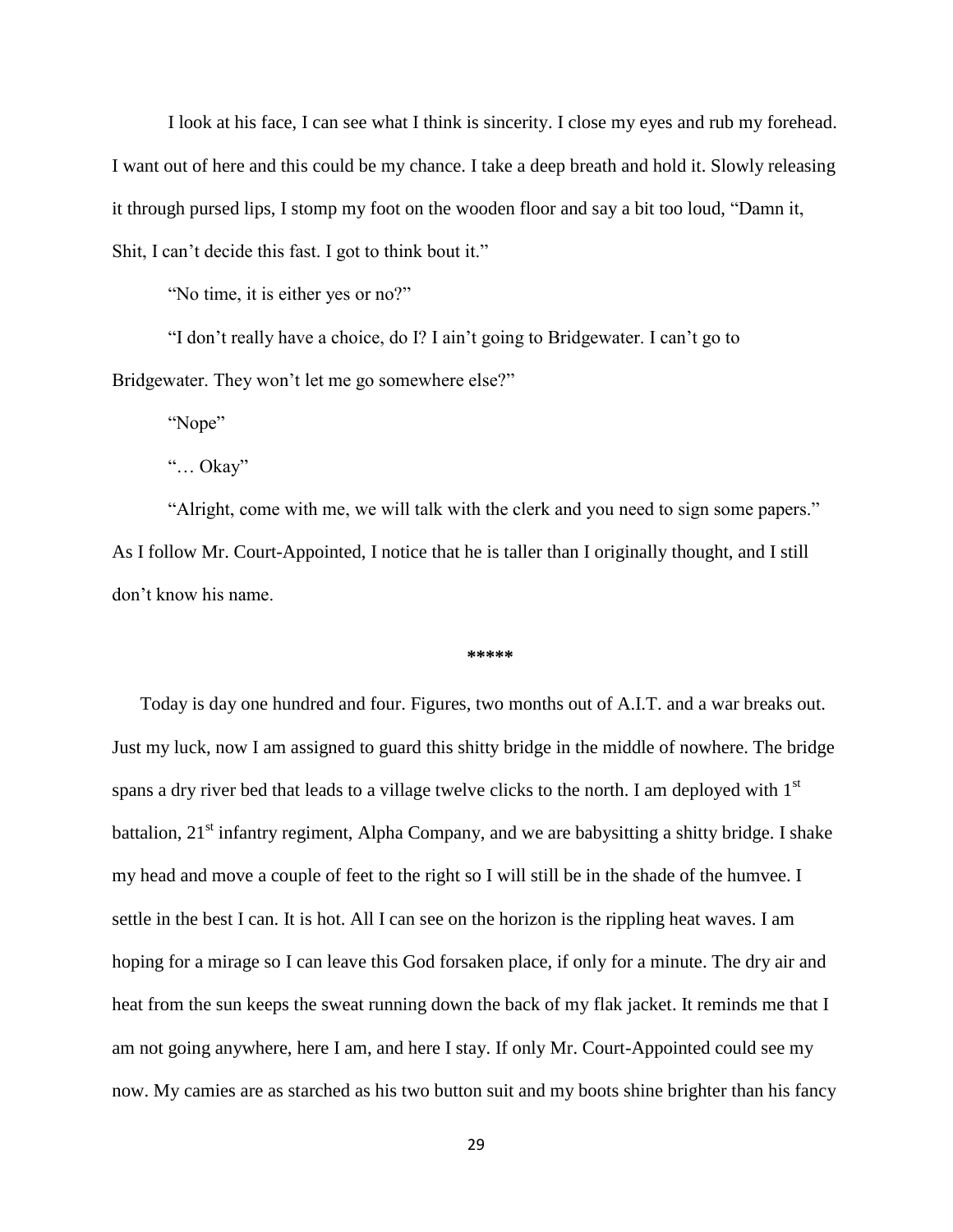I look at his face, I can see what I think is sincerity. I close my eyes and rub my forehead. I want out of here and this could be my chance. I take a deep breath and hold it. Slowly releasing it through pursed lips, I stomp my foot on the wooden floor and say a bit too loud, "Damn it, Shit, I can't decide this fast. I got to think bout it."

"No time, it is either yes or no?"

"I don't really have a choice, do I? I ain't going to Bridgewater. I can't go to Bridgewater. They won't let me go somewhere else?"

"Nope"

"… Okay"

"Alright, come with me, we will talk with the clerk and you need to sign some papers." As I follow Mr. Court-Appointed, I notice that he is taller than I originally thought, and I still don't know his name.

*****

Today is day one hundred and four. Figures, two months out of A.I.T. and a war breaks out. Just my luck, now I am assigned to guard this shitty bridge in the middle of nowhere. The bridge spans a dry river bed that leads to a village twelve clicks to the north. I am deployed with 1st battalion, 21st infantry regiment, Alpha Company, and we are babysitting a shitty bridge. I shake my head and move a couple of feet to the right so I will still be in the shade of the humvee. I settle in the best I can. It is hot. All I can see on the horizon is the rippling heat waves. I am hoping for a mirage so I can leave this God forsaken place, if only for a minute. The dry air and heat from the sun keeps the sweat running down the back of my flak jacket. It reminds me that I am not going anywhere, here I am, and here I stay. If only Mr. Court-Appointed could see my now. My camies are as starched as his two button suit and my boots shine brighter than his fancy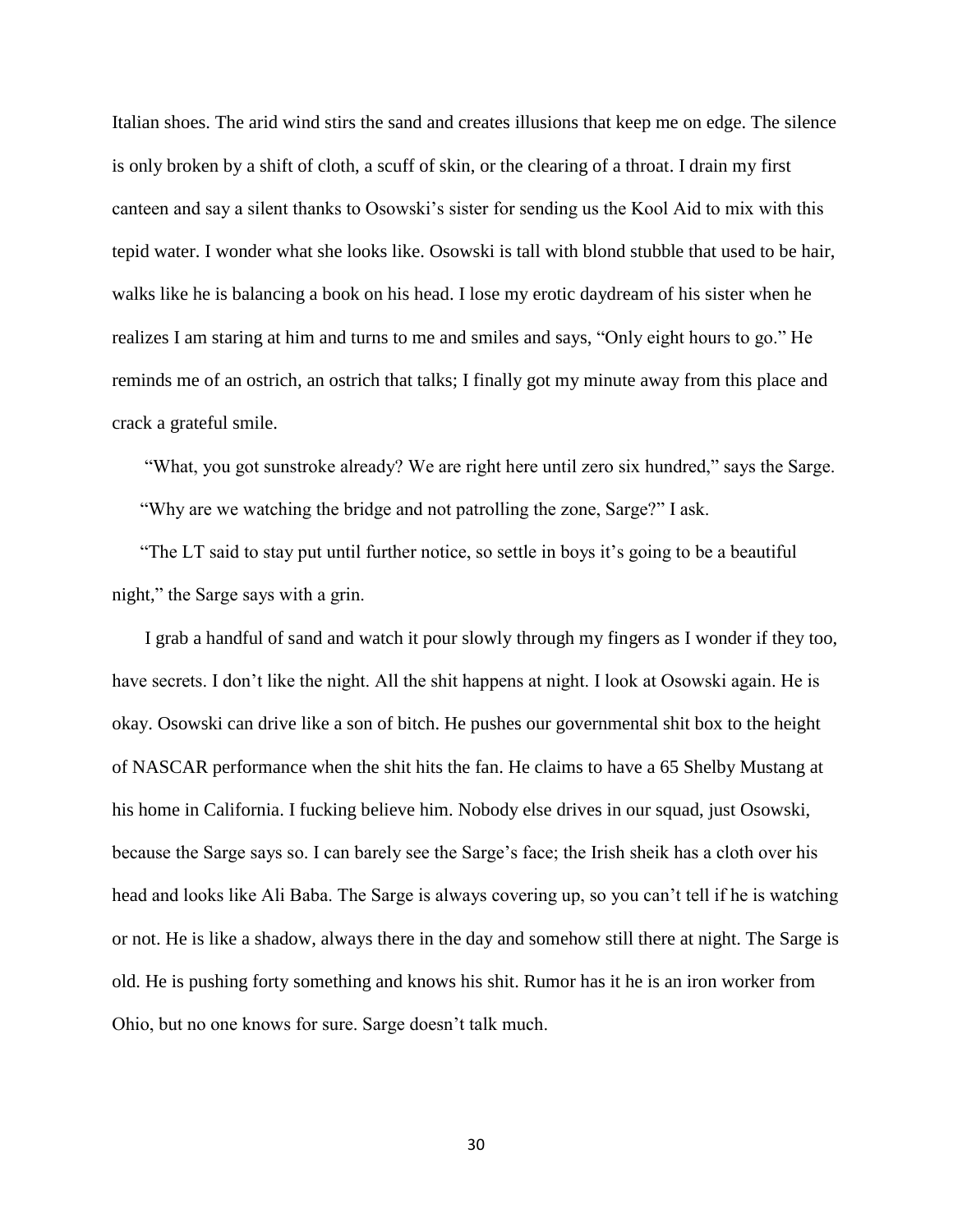Italian shoes. The arid wind stirs the sand and creates illusions that keep me on edge. The silence is only broken by a shift of cloth, a scuff of skin, or the clearing of a throat. I drain my first canteen and say a silent thanks to Osowski's sister for sending us the Kool Aid to mix with this tepid water. I wonder what she looks like. Osowski is tall with blond stubble that used to be hair, walks like he is balancing a book on his head. I lose my erotic daydream of his sister when he realizes I am staring at him and turns to me and smiles and says, "Only eight hours to go." He reminds me of an ostrich, an ostrich that talks; I finally got my minute away from this place and crack a grateful smile.

"What, you got sunstroke already? We are right here until zero six hundred," says the Sarge.

"Why are we watching the bridge and not patrolling the zone, Sarge?" I ask.

"The LT said to stay put until further notice, so settle in boys it's going to be a beautiful night," the Sarge says with a grin.

I grab a handful of sand and watch it pour slowly through my fingers as I wonder if they too, have secrets. I don't like the night. All the shit happens at night. I look at Osowski again. He is okay. Osowski can drive like a son of bitch. He pushes our governmental shit box to the height of NASCAR performance when the shit hits the fan. He claims to have a 65 Shelby Mustang at his home in California. I fucking believe him. Nobody else drives in our squad, just Osowski, because the Sarge says so. I can barely see the Sarge's face; the Irish sheik has a cloth over his head and looks like Ali Baba. The Sarge is always covering up, so you can't tell if he is watching or not. He is like a shadow, always there in the day and somehow still there at night. The Sarge is old. He is pushing forty something and knows his shit. Rumor has it he is an iron worker from Ohio, but no one knows for sure. Sarge doesn't talk much.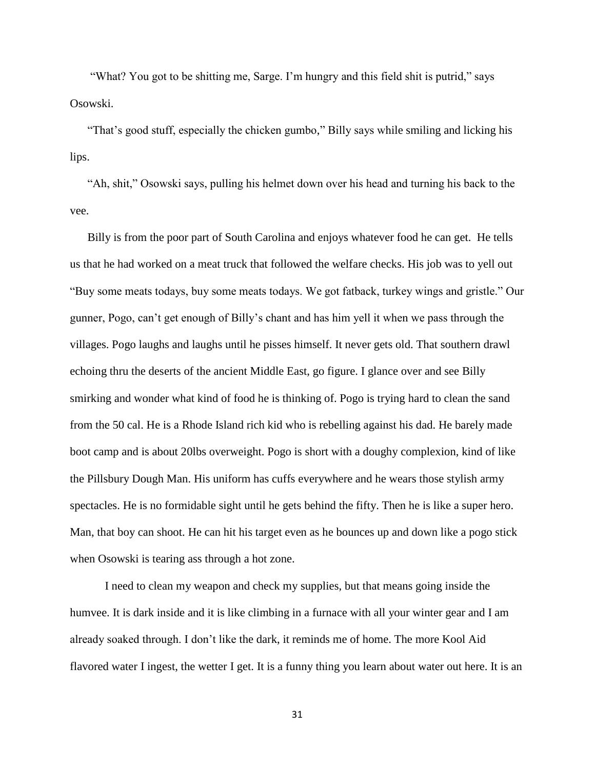"What? You got to be shitting me, Sarge. I'm hungry and this field shit is putrid," says Osowski.

"That's good stuff, especially the chicken gumbo," Billy says while smiling and licking his lips.

"Ah, shit," Osowski says, pulling his helmet down over his head and turning his back to the vee.

Billy is from the poor part of South Carolina and enjoys whatever food he can get. He tells us that he had worked on a meat truck that followed the welfare checks. His job was to yell out "Buy some meats todays, buy some meats todays. We got fatback, turkey wings and gristle." Our gunner, Pogo, can't get enough of Billy's chant and has him yell it when we pass through the villages. Pogo laughs and laughs until he pisses himself. It never gets old. That southern drawl echoing thru the deserts of the ancient Middle East, go figure. I glance over and see Billy smirking and wonder what kind of food he is thinking of. Pogo is trying hard to clean the sand from the 50 cal. He is a Rhode Island rich kid who is rebelling against his dad. He barely made boot camp and is about 20lbs overweight. Pogo is short with a doughy complexion, kind of like the Pillsbury Dough Man. His uniform has cuffs everywhere and he wears those stylish army spectacles. He is no formidable sight until he gets behind the fifty. Then he is like a super hero. Man, that boy can shoot. He can hit his target even as he bounces up and down like a pogo stick when Osowski is tearing ass through a hot zone.

I need to clean my weapon and check my supplies, but that means going inside the humvee. It is dark inside and it is like climbing in a furnace with all your winter gear and I am already soaked through. I don't like the dark, it reminds me of home. The more Kool Aid flavored water I ingest, the wetter I get. It is a funny thing you learn about water out here. It is an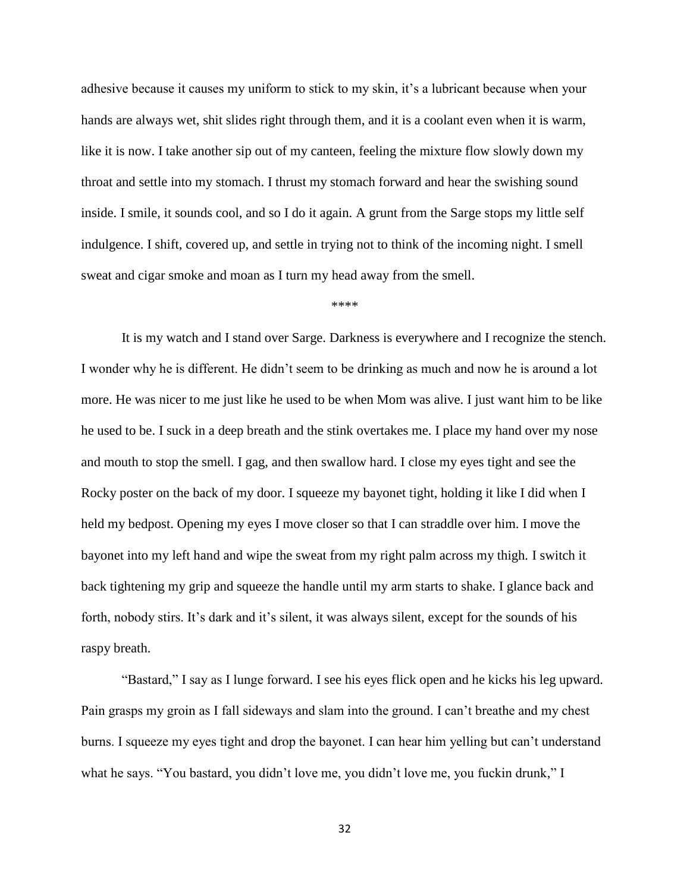adhesive because it causes my uniform to stick to my skin, it's a lubricant because when your hands are always wet, shit slides right through them, and it is a coolant even when it is warm, like it is now. I take another sip out of my canteen, feeling the mixture flow slowly down my throat and settle into my stomach. I thrust my stomach forward and hear the swishing sound inside. I smile, it sounds cool, and so I do it again. A grunt from the Sarge stops my little self indulgence. I shift, covered up, and settle in trying not to think of the incoming night. I smell sweat and cigar smoke and moan as I turn my head away from the smell.

****

It is my watch and I stand over Sarge. Darkness is everywhere and I recognize the stench. I wonder why he is different. He didn't seem to be drinking as much and now he is around a lot more. He was nicer to me just like he used to be when Mom was alive. I just want him to be like he used to be. I suck in a deep breath and the stink overtakes me. I place my hand over my nose and mouth to stop the smell. I gag, and then swallow hard. I close my eyes tight and see the Rocky poster on the back of my door. I squeeze my bayonet tight, holding it like I did when I held my bedpost. Opening my eyes I move closer so that I can straddle over him. I move the bayonet into my left hand and wipe the sweat from my right palm across my thigh. I switch it back tightening my grip and squeeze the handle until my arm starts to shake. I glance back and forth, nobody stirs. It's dark and it's silent, it was always silent, except for the sounds of his raspy breath.

"Bastard," I say as I lunge forward. I see his eyes flick open and he kicks his leg upward. Pain grasps my groin as I fall sideways and slam into the ground. I can't breathe and my chest burns. I squeeze my eyes tight and drop the bayonet. I can hear him yelling but can't understand what he says. "You bastard, you didn't love me, you didn't love me, you fuckin drunk," I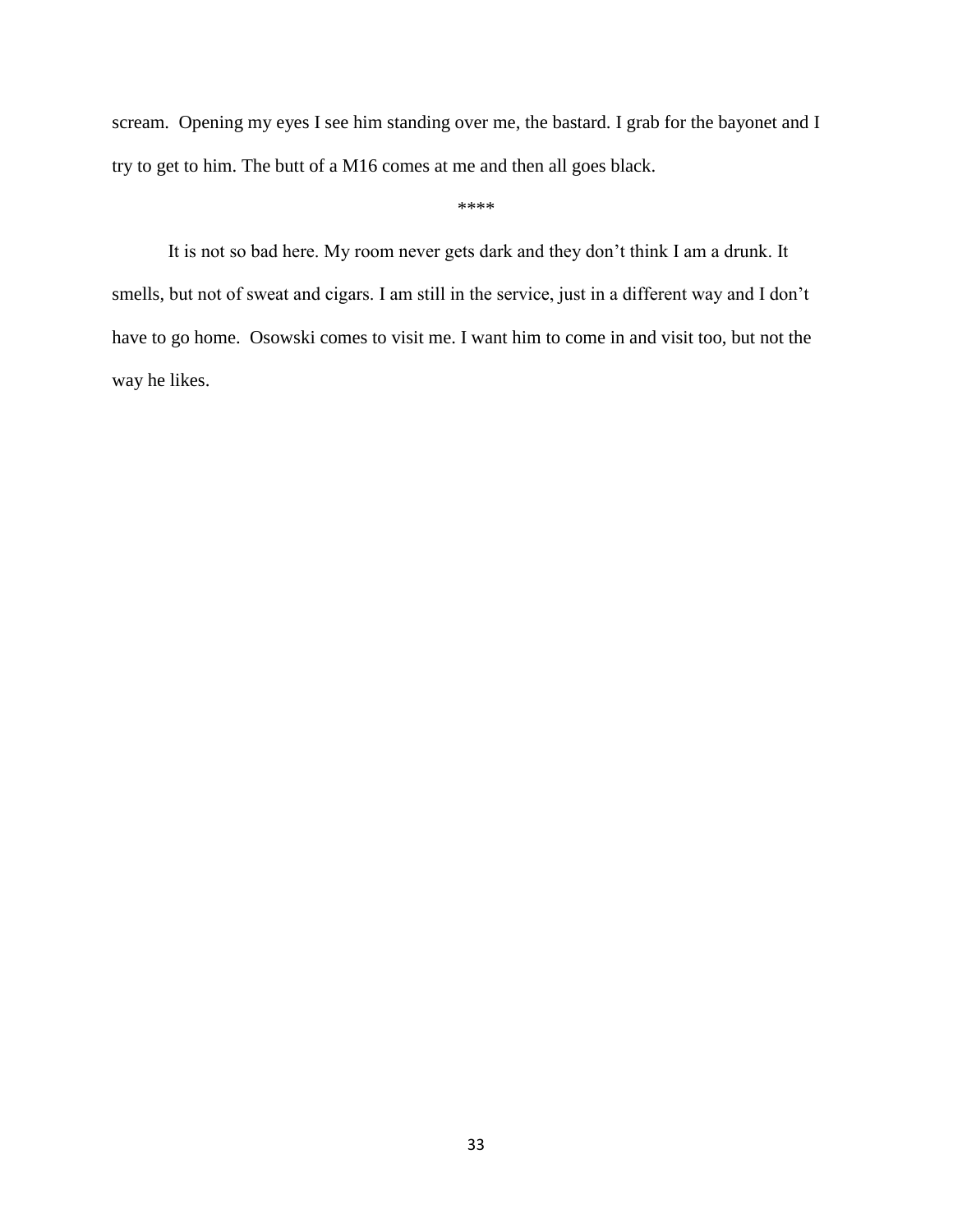scream. Opening my eyes I see him standing over me, the bastard. I grab for the bayonet and I try to get to him. The butt of a M16 comes at me and then all goes black.

****

It is not so bad here. My room never gets dark and they don't think I am a drunk. It smells, but not of sweat and cigars. I am still in the service, just in a different way and I don't have to go home. Osowski comes to visit me. I want him to come in and visit too, but not the way he likes.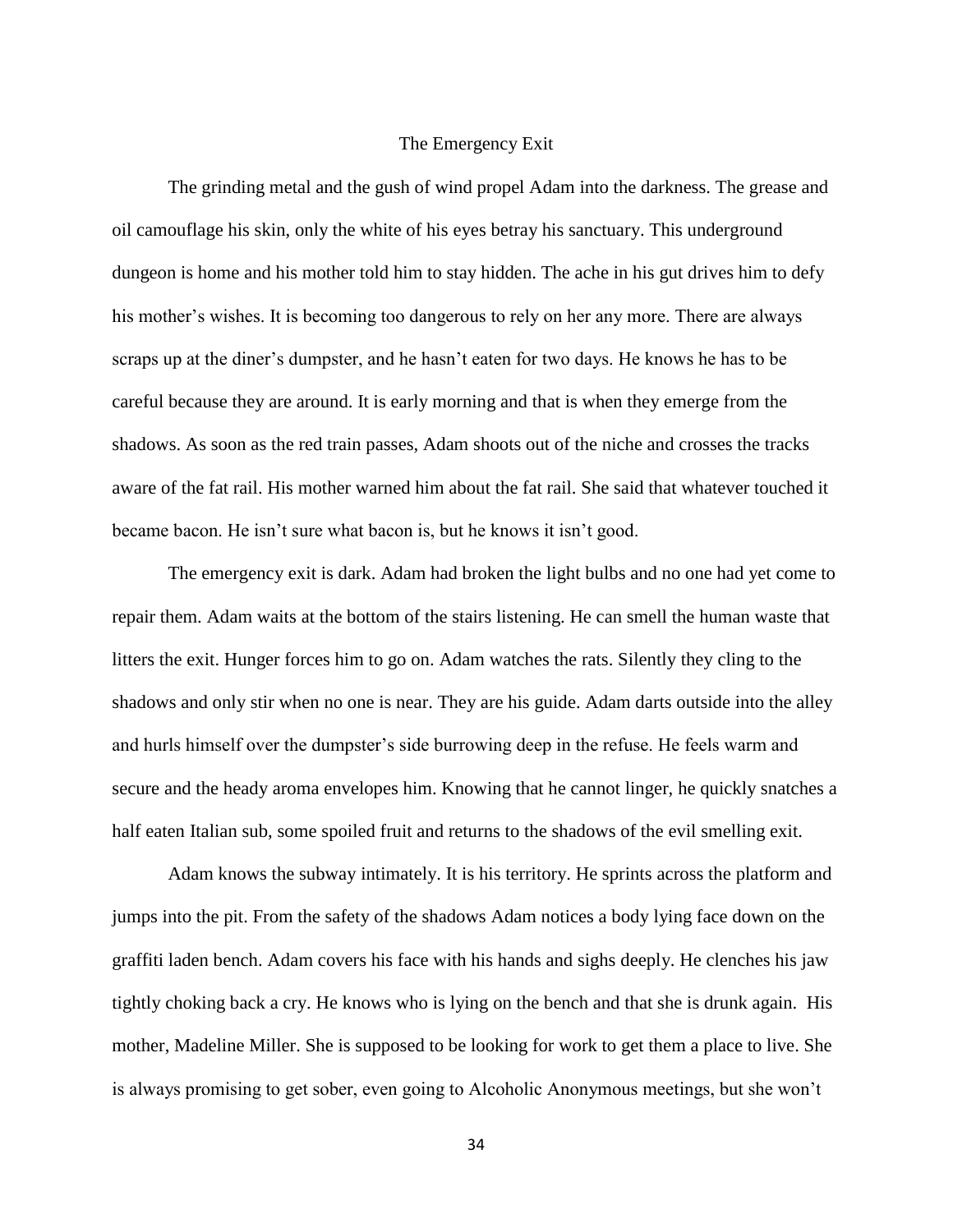# The Emergency Exit

The grinding metal and the gush of wind propel Adam into the darkness. The grease and oil camouflage his skin, only the white of his eyes betray his sanctuary. This underground dungeon is home and his mother told him to stay hidden. The ache in his gut drives him to defy his mother's wishes. It is becoming too dangerous to rely on her any more. There are always scraps up at the diner's dumpster, and he hasn't eaten for two days. He knows he has to be careful because they are around. It is early morning and that is when they emerge from the shadows. As soon as the red train passes, Adam shoots out of the niche and crosses the tracks aware of the fat rail. His mother warned him about the fat rail. She said that whatever touched it became bacon. He isn't sure what bacon is, but he knows it isn't good.

The emergency exit is dark. Adam had broken the light bulbs and no one had yet come to repair them. Adam waits at the bottom of the stairs listening. He can smell the human waste that litters the exit. Hunger forces him to go on. Adam watches the rats. Silently they cling to the shadows and only stir when no one is near. They are his guide. Adam darts outside into the alley and hurls himself over the dumpster's side burrowing deep in the refuse. He feels warm and secure and the heady aroma envelopes him. Knowing that he cannot linger, he quickly snatches a half eaten Italian sub, some spoiled fruit and returns to the shadows of the evil smelling exit.

Adam knows the subway intimately. It is his territory. He sprints across the platform and jumps into the pit. From the safety of the shadows Adam notices a body lying face down on the graffiti laden bench. Adam covers his face with his hands and sighs deeply. He clenches his jaw tightly choking back a cry. He knows who is lying on the bench and that she is drunk again. His mother, Madeline Miller. She is supposed to be looking for work to get them a place to live. She is always promising to get sober, even going to Alcoholic Anonymous meetings, but she won't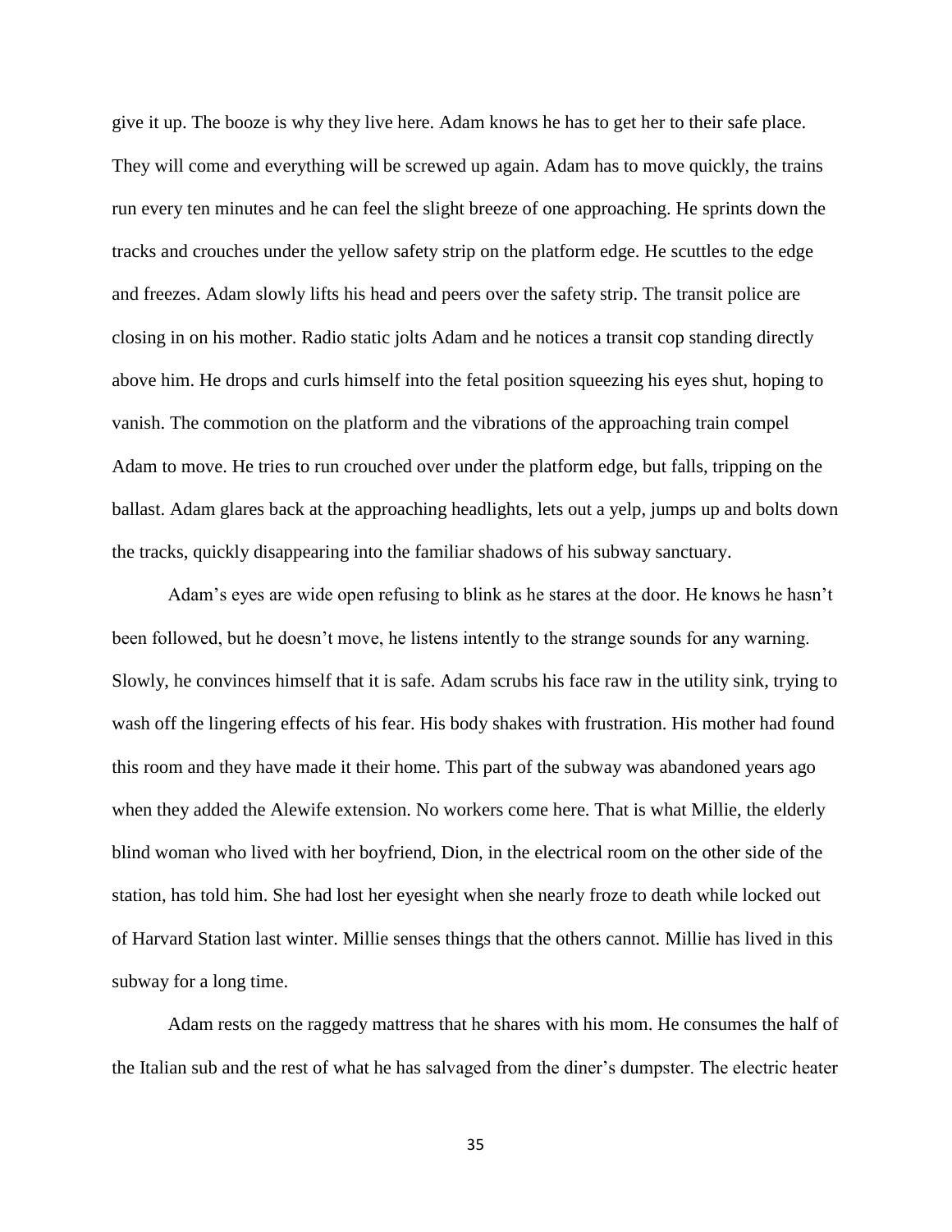give it up. The booze is why they live here. Adam knows he has to get her to their safe place. They will come and everything will be screwed up again. Adam has to move quickly, the trains run every ten minutes and he can feel the slight breeze of one approaching. He sprints down the tracks and crouches under the yellow safety strip on the platform edge. He scuttles to the edge and freezes. Adam slowly lifts his head and peers over the safety strip. The transit police are closing in on his mother. Radio static jolts Adam and he notices a transit cop standing directly above him. He drops and curls himself into the fetal position squeezing his eyes shut, hoping to vanish. The commotion on the platform and the vibrations of the approaching train compel Adam to move. He tries to run crouched over under the platform edge, but falls, tripping on the ballast. Adam glares back at the approaching headlights, lets out a yelp, jumps up and bolts down the tracks, quickly disappearing into the familiar shadows of his subway sanctuary.

Adam's eyes are wide open refusing to blink as he stares at the door. He knows he hasn't been followed, but he doesn't move, he listens intently to the strange sounds for any warning. Slowly, he convinces himself that it is safe. Adam scrubs his face raw in the utility sink, trying to wash off the lingering effects of his fear. His body shakes with frustration. His mother had found this room and they have made it their home. This part of the subway was abandoned years ago when they added the Alewife extension. No workers come here. That is what Millie, the elderly blind woman who lived with her boyfriend, Dion, in the electrical room on the other side of the station, has told him. She had lost her eyesight when she nearly froze to death while locked out of Harvard Station last winter. Millie senses things that the others cannot. Millie has lived in this subway for a long time.

Adam rests on the raggedy mattress that he shares with his mom. He consumes the half of the Italian sub and the rest of what he has salvaged from the diner's dumpster. The electric heater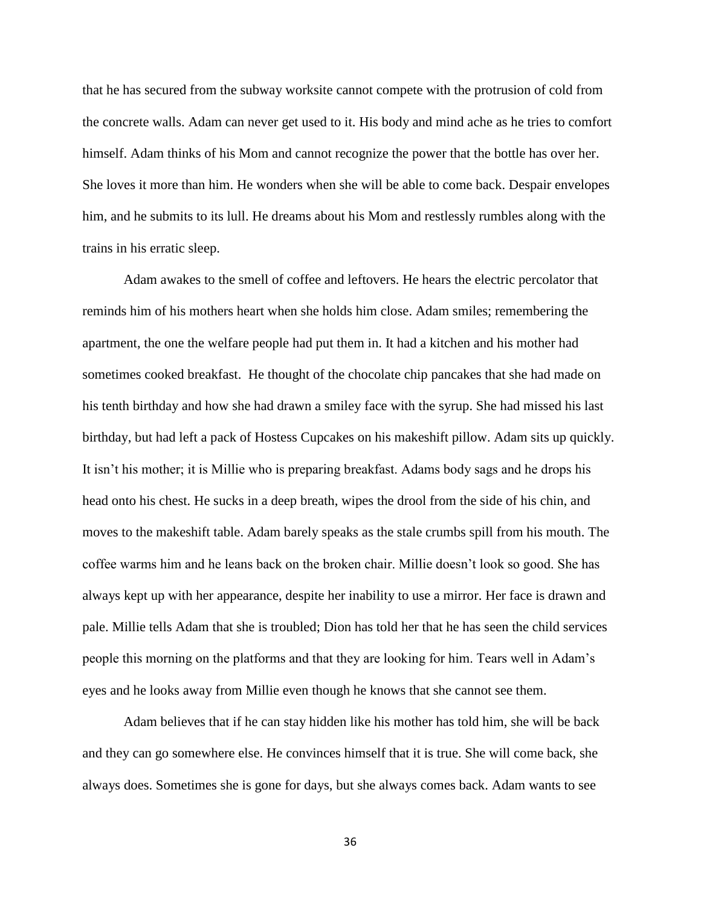that he has secured from the subway worksite cannot compete with the protrusion of cold from the concrete walls. Adam can never get used to it. His body and mind ache as he tries to comfort himself. Adam thinks of his Mom and cannot recognize the power that the bottle has over her. She loves it more than him. He wonders when she will be able to come back. Despair envelopes him, and he submits to its lull. He dreams about his Mom and restlessly rumbles along with the trains in his erratic sleep.

Adam awakes to the smell of coffee and leftovers. He hears the electric percolator that reminds him of his mothers heart when she holds him close. Adam smiles; remembering the apartment, the one the welfare people had put them in. It had a kitchen and his mother had sometimes cooked breakfast. He thought of the chocolate chip pancakes that she had made on his tenth birthday and how she had drawn a smiley face with the syrup. She had missed his last birthday, but had left a pack of Hostess Cupcakes on his makeshift pillow. Adam sits up quickly. It isn't his mother; it is Millie who is preparing breakfast. Adams body sags and he drops his head onto his chest. He sucks in a deep breath, wipes the drool from the side of his chin, and moves to the makeshift table. Adam barely speaks as the stale crumbs spill from his mouth. The coffee warms him and he leans back on the broken chair. Millie doesn't look so good. She has always kept up with her appearance, despite her inability to use a mirror. Her face is drawn and pale. Millie tells Adam that she is troubled; Dion has told her that he has seen the child services people this morning on the platforms and that they are looking for him. Tears well in Adam's eyes and he looks away from Millie even though he knows that she cannot see them.

Adam believes that if he can stay hidden like his mother has told him, she will be back and they can go somewhere else. He convinces himself that it is true. She will come back, she always does. Sometimes she is gone for days, but she always comes back. Adam wants to see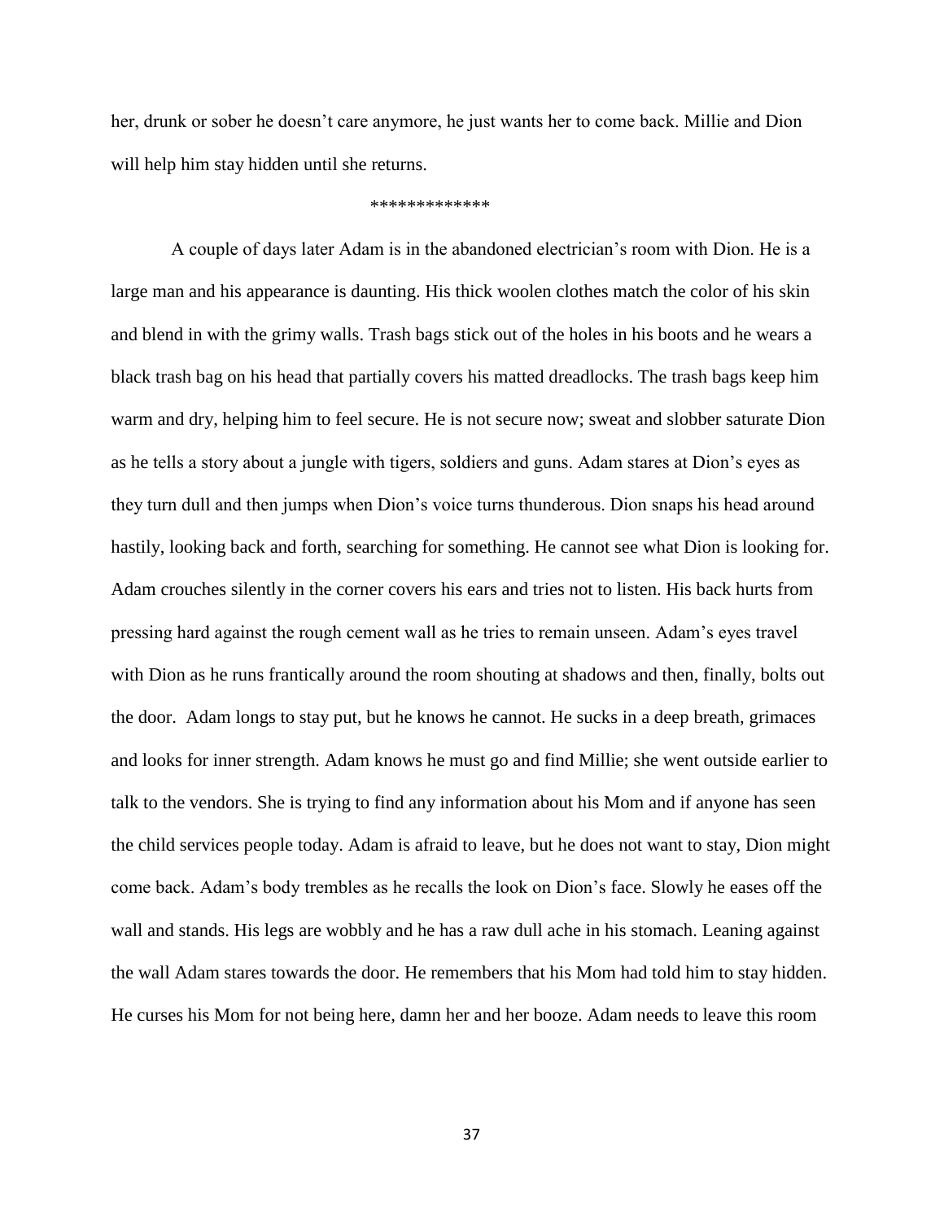her, drunk or sober he doesn't care anymore, he just wants her to come back. Millie and Dion will help him stay hidden until she returns.

*************

A couple of days later Adam is in the abandoned electrician's room with Dion. He is a large man and his appearance is daunting. His thick woolen clothes match the color of his skin and blend in with the grimy walls. Trash bags stick out of the holes in his boots and he wears a black trash bag on his head that partially covers his matted dreadlocks. The trash bags keep him warm and dry, helping him to feel secure. He is not secure now; sweat and slobber saturate Dion as he tells a story about a jungle with tigers, soldiers and guns. Adam stares at Dion's eyes as they turn dull and then jumps when Dion's voice turns thunderous. Dion snaps his head around hastily, looking back and forth, searching for something. He cannot see what Dion is looking for. Adam crouches silently in the corner covers his ears and tries not to listen. His back hurts from pressing hard against the rough cement wall as he tries to remain unseen. Adam's eyes travel with Dion as he runs frantically around the room shouting at shadows and then, finally, bolts out the door. Adam longs to stay put, but he knows he cannot. He sucks in a deep breath, grimaces and looks for inner strength. Adam knows he must go and find Millie; she went outside earlier to talk to the vendors. She is trying to find any information about his Mom and if anyone has seen the child services people today. Adam is afraid to leave, but he does not want to stay, Dion might come back. Adam's body trembles as he recalls the look on Dion's face. Slowly he eases off the wall and stands. His legs are wobbly and he has a raw dull ache in his stomach. Leaning against the wall Adam stares towards the door. He remembers that his Mom had told him to stay hidden. He curses his Mom for not being here, damn her and her booze. Adam needs to leave this room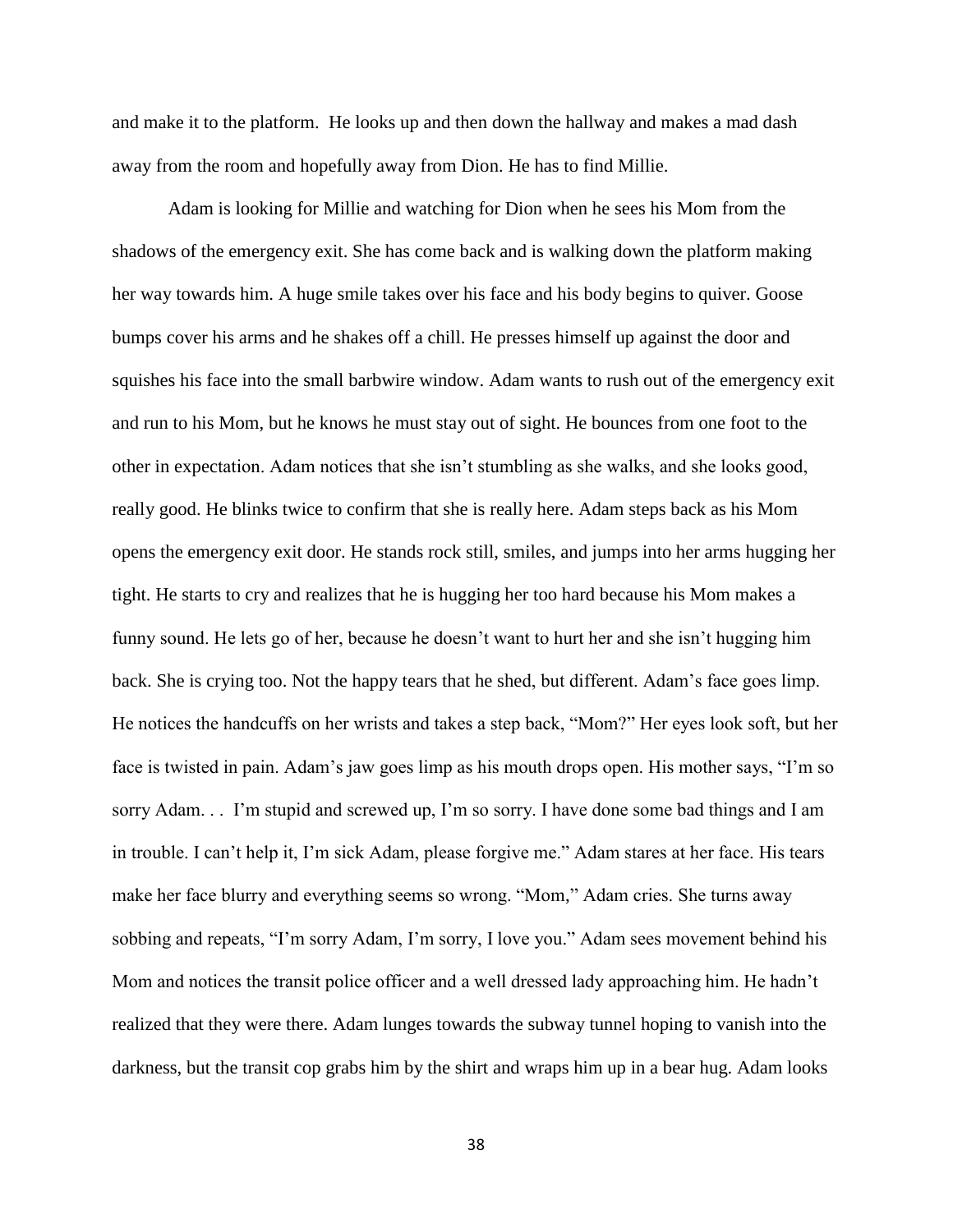and make it to the platform. He looks up and then down the hallway and makes a mad dash away from the room and hopefully away from Dion. He has to find Millie.

Adam is looking for Millie and watching for Dion when he sees his Mom from the shadows of the emergency exit. She has come back and is walking down the platform making her way towards him. A huge smile takes over his face and his body begins to quiver. Goose bumps cover his arms and he shakes off a chill. He presses himself up against the door and squishes his face into the small barbwire window. Adam wants to rush out of the emergency exit and run to his Mom, but he knows he must stay out of sight. He bounces from one foot to the other in expectation. Adam notices that she isn't stumbling as she walks, and she looks good, really good. He blinks twice to confirm that she is really here. Adam steps back as his Mom opens the emergency exit door. He stands rock still, smiles, and jumps into her arms hugging her tight. He starts to cry and realizes that he is hugging her too hard because his Mom makes a funny sound. He lets go of her, because he doesn't want to hurt her and she isn't hugging him back. She is crying too. Not the happy tears that he shed, but different. Adam's face goes limp. He notices the handcuffs on her wrists and takes a step back, "Mom?" Her eyes look soft, but her face is twisted in pain. Adam's jaw goes limp as his mouth drops open. His mother says, "I'm so sorry Adam. . . I'm stupid and screwed up, I'm so sorry. I have done some bad things and I am in trouble. I can't help it, I'm sick Adam, please forgive me." Adam stares at her face. His tears make her face blurry and everything seems so wrong. "Mom," Adam cries. She turns away sobbing and repeats, "I'm sorry Adam, I'm sorry, I love you." Adam sees movement behind his Mom and notices the transit police officer and a well dressed lady approaching him. He hadn't realized that they were there. Adam lunges towards the subway tunnel hoping to vanish into the darkness, but the transit cop grabs him by the shirt and wraps him up in a bear hug. Adam looks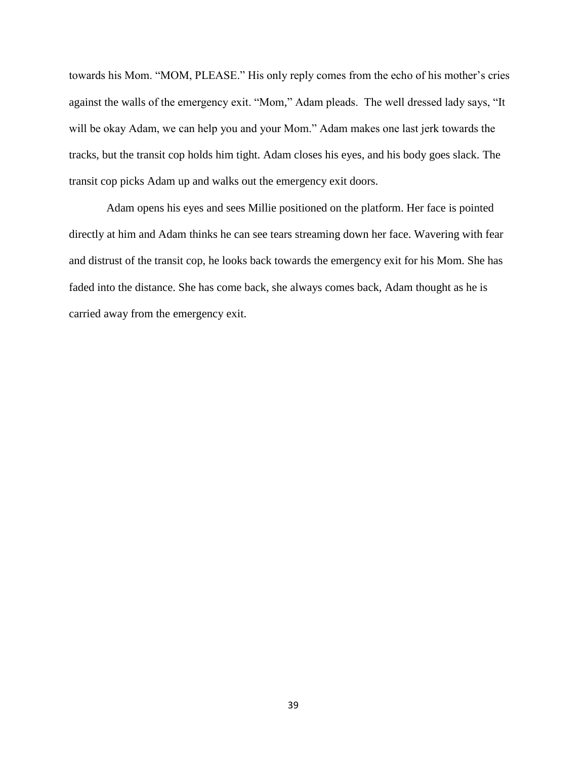towards his Mom. "MOM, PLEASE." His only reply comes from the echo of his mother's cries against the walls of the emergency exit. "Mom," Adam pleads.  The well dressed lady says, "It will be okay Adam, we can help you and your Mom." Adam makes one last jerk towards the tracks, but the transit cop holds him tight. Adam closes his eyes, and his body goes slack. The transit cop picks Adam up and walks out the emergency exit doors.

Adam opens his eyes and sees Millie positioned on the platform. Her face is pointed directly at him and Adam thinks he can see tears streaming down her face. Wavering with fear and distrust of the transit cop, he looks back towards the emergency exit for his Mom. She has faded into the distance. She has come back, she always comes back, Adam thought as he is carried away from the emergency exit.